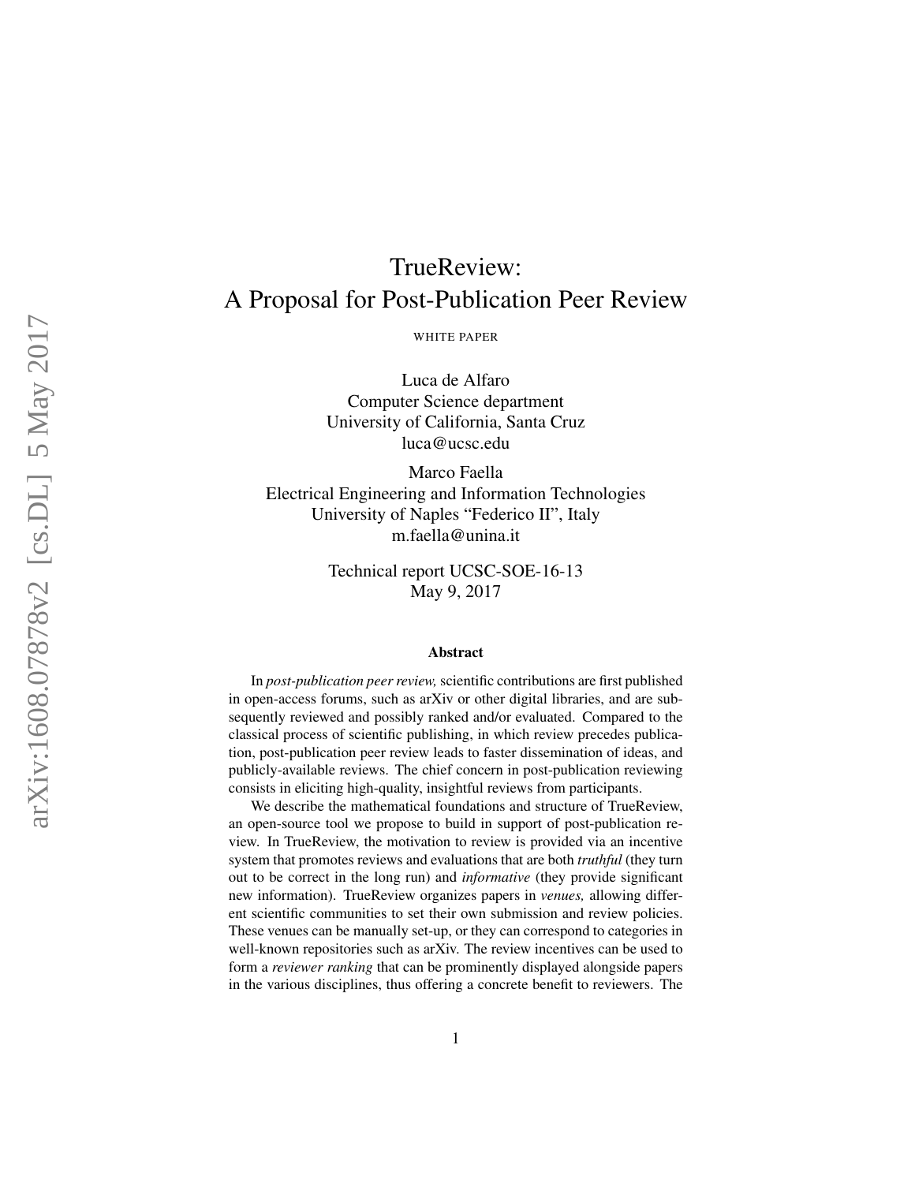# TrueReview:
# A Proposal for Post-Publication Peer Review

WHITE PAPER

Luca de Alfaro
Computer Science department
University of California, Santa Cruz
luca@ucsc.edu

Marco Faella
Electrical Engineering and Information Technologies
University of Naples "Federico II", Italy
m.faella@unina.it

Technical report UCSC-SOE-16-13
May 9, 2017

### Abstract

In *post-publication peer review,* scientific contributions are first published in open-access forums, such as arXiv or other digital libraries, and are subsequently reviewed and possibly ranked and/or evaluated. Compared to the classical process of scientific publishing, in which review precedes publication, post-publication peer review leads to faster dissemination of ideas, and publicly-available reviews. The chief concern in post-publication reviewing consists in eliciting high-quality, insightful reviews from participants.

We describe the mathematical foundations and structure of TrueReview, an open-source tool we propose to build in support of post-publication review. In TrueReview, the motivation to review is provided via an incentive system that promotes reviews and evaluations that are both *truthful* (they turn out to be correct in the long run) and *informative* (they provide significant new information). TrueReview organizes papers in *venues,* allowing different scientific communities to set their own submission and review policies. These venues can be manually set-up, or they can correspond to categories in well-known repositories such as arXiv. The review incentives can be used to form a *reviewer ranking* that can be prominently displayed alongside papers in the various disciplines, thus offering a concrete benefit to reviewers. The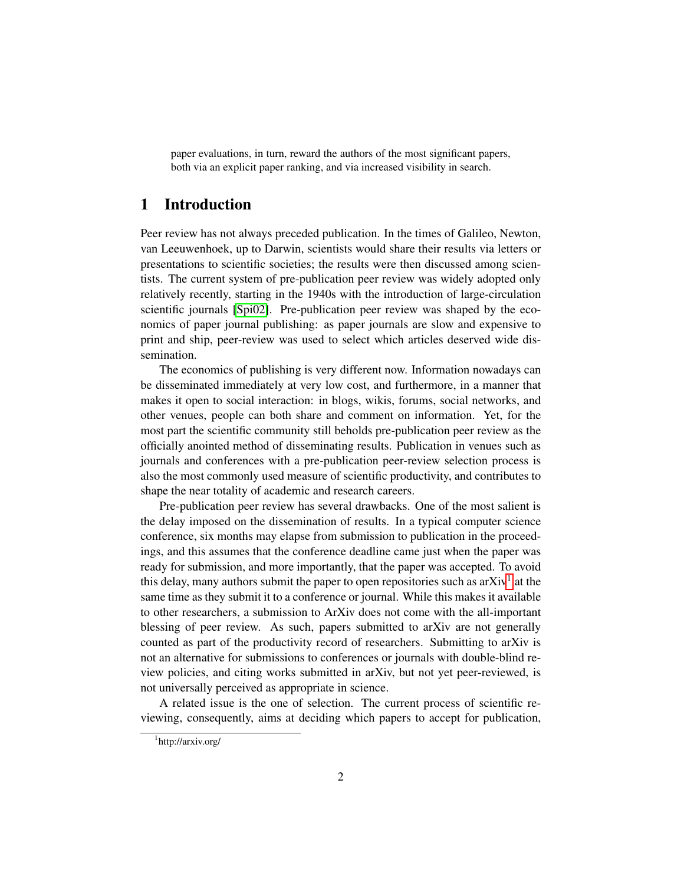paper evaluations, in turn, reward the authors of the most significant papers, both via an explicit paper ranking, and via increased visibility in search.

# 1 Introduction

Peer review has not always preceded publication. In the times of Galileo, Newton, van Leeuwenhoek, up to Darwin, scientists would share their results via letters or presentations to scientific societies; the results were then discussed among scientists. The current system of pre-publication peer review was widely adopted only relatively recently, starting in the 1940s with the introduction of large-circulation scientific journals [Spi02]. Pre-publication peer review was shaped by the economics of paper journal publishing: as paper journals are slow and expensive to print and ship, peer-review was used to select which articles deserved wide dissemination.

The economics of publishing is very different now. Information nowadays can be disseminated immediately at very low cost, and furthermore, in a manner that makes it open to social interaction: in blogs, wikis, forums, social networks, and other venues, people can both share and comment on information. Yet, for the most part the scientific community still beholds pre-publication peer review as the officially anointed method of disseminating results. Publication in venues such as journals and conferences with a pre-publication peer-review selection process is also the most commonly used measure of scientific productivity, and contributes to shape the near totality of academic and research careers.

Pre-publication peer review has several drawbacks. One of the most salient is the delay imposed on the dissemination of results. In a typical computer science conference, six months may elapse from submission to publication in the proceedings, and this assumes that the conference deadline came just when the paper was ready for submission, and more importantly, that the paper was accepted. To avoid this delay, many authors submit the paper to open repositories such as arXiv[1] at the same time as they submit it to a conference or journal. While this makes it available to other researchers, a submission to ArXiv does not come with the all-important blessing of peer review. As such, papers submitted to arXiv are not generally counted as part of the productivity record of researchers. Submitting to arXiv is not an alternative for submissions to conferences or journals with double-blind review policies, and citing works submitted in arXiv, but not yet peer-reviewed, is not universally perceived as appropriate in science.

A related issue is the one of selection. The current process of scientific reviewing, consequently, aims at deciding which papers to accept for publication,

[1] http://arxiv.org/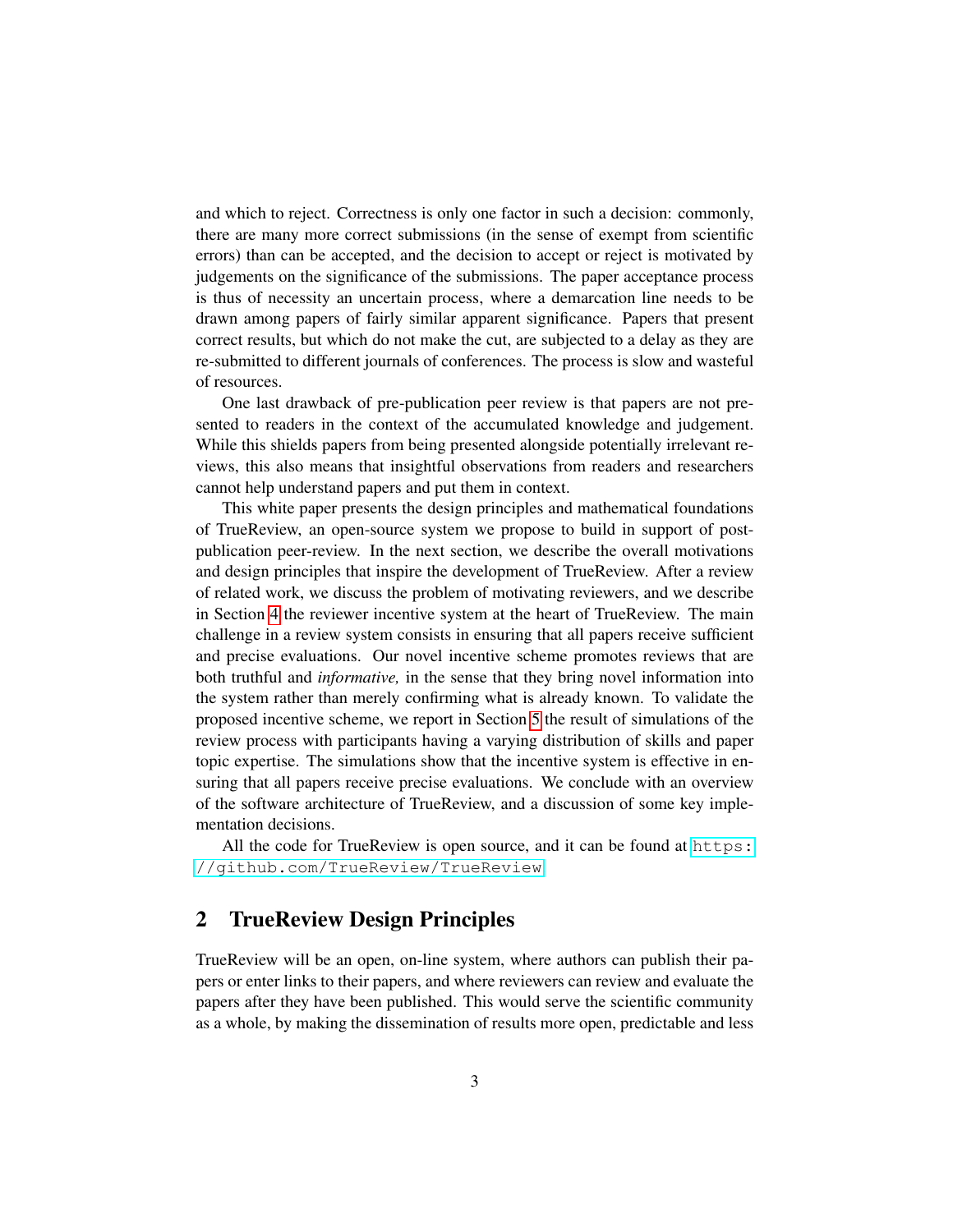and which to reject. Correctness is only one factor in such a decision: commonly, there are many more correct submissions (in the sense of exempt from scientific errors) than can be accepted, and the decision to accept or reject is motivated by judgements on the significance of the submissions. The paper acceptance process is thus of necessity an uncertain process, where a demarcation line needs to be drawn among papers of fairly similar apparent significance. Papers that present correct results, but which do not make the cut, are subjected to a delay as they are re-submitted to different journals of conferences. The process is slow and wasteful of resources.

One last drawback of pre-publication peer review is that papers are not presented to readers in the context of the accumulated knowledge and judgement. While this shields papers from being presented alongside potentially irrelevant reviews, this also means that insightful observations from readers and researchers cannot help understand papers and put them in context.

This white paper presents the design principles and mathematical foundations of TrueReview, an open-source system we propose to build in support of post-publication peer-review. In the next section, we describe the overall motivations and design principles that inspire the development of TrueReview. After a review of related work, we discuss the problem of motivating reviewers, and we describe in Section 4 the reviewer incentive system at the heart of TrueReview. The main challenge in a review system consists in ensuring that all papers receive sufficient and precise evaluations. Our novel incentive scheme promotes reviews that are both truthful and *informative,* in the sense that they bring novel information into the system rather than merely confirming what is already known. To validate the proposed incentive scheme, we report in Section 5 the result of simulations of the review process with participants having a varying distribution of skills and paper topic expertise. The simulations show that the incentive system is effective in ensuring that all papers receive precise evaluations. We conclude with an overview of the software architecture of TrueReview, and a discussion of some key implementation decisions.

All the code for TrueReview is open source, and it can be found at https://github.com/TrueReview/TrueReview.

## 2 TrueReview Design Principles

TrueReview will be an open, on-line system, where authors can publish their papers or enter links to their papers, and where reviewers can review and evaluate the papers after they have been published. This would serve the scientific community as a whole, by making the dissemination of results more open, predictable and less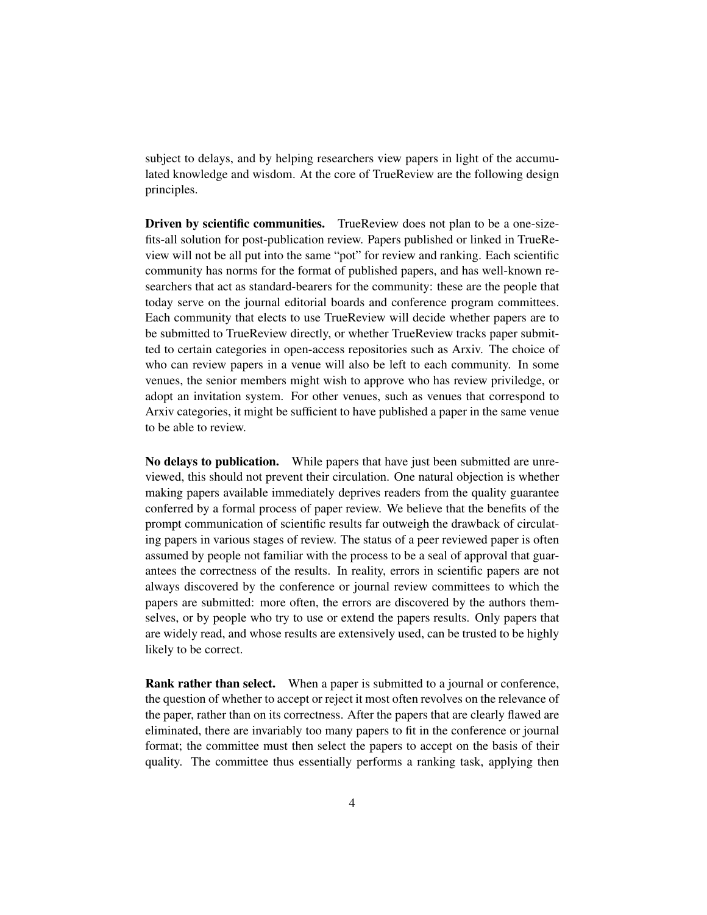subject to delays, and by helping researchers view papers in light of the accumulated knowledge and wisdom. At the core of TrueReview are the following design principles.

**Driven by scientific communities.** TrueReview does not plan to be a one-size-fits-all solution for post-publication review. Papers published or linked in TrueReview will not be all put into the same "pot" for review and ranking. Each scientific community has norms for the format of published papers, and has well-known researchers that act as standard-bearers for the community: these are the people that today serve on the journal editorial boards and conference program committees. Each community that elects to use TrueReview will decide whether papers are to be submitted to TrueReview directly, or whether TrueReview tracks paper submitted to certain categories in open-access repositories such as Arxiv. The choice of who can review papers in a venue will also be left to each community. In some venues, the senior members might wish to approve who has review priviledge, or adopt an invitation system. For other venues, such as venues that correspond to Arxiv categories, it might be sufficient to have published a paper in the same venue to be able to review.

**No delays to publication.** While papers that have just been submitted are unreviewed, this should not prevent their circulation. One natural objection is whether making papers available immediately deprives readers from the quality guarantee conferred by a formal process of paper review. We believe that the benefits of the prompt communication of scientific results far outweigh the drawback of circulating papers in various stages of review. The status of a peer reviewed paper is often assumed by people not familiar with the process to be a seal of approval that guarantees the correctness of the results. In reality, errors in scientific papers are not always discovered by the conference or journal review committees to which the papers are submitted: more often, the errors are discovered by the authors themselves, or by people who try to use or extend the papers results. Only papers that are widely read, and whose results are extensively used, can be trusted to be highly likely to be correct.

**Rank rather than select.** When a paper is submitted to a journal or conference, the question of whether to accept or reject it most often revolves on the relevance of the paper, rather than on its correctness. After the papers that are clearly flawed are eliminated, there are invariably too many papers to fit in the conference or journal format; the committee must then select the papers to accept on the basis of their quality. The committee thus essentially performs a ranking task, applying then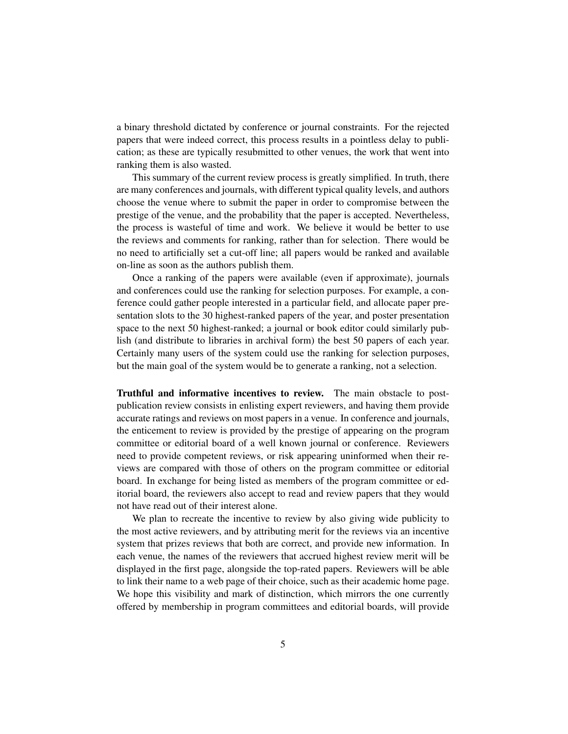a binary threshold dictated by conference or journal constraints. For the rejected papers that were indeed correct, this process results in a pointless delay to publication; as these are typically resubmitted to other venues, the work that went into ranking them is also wasted.

This summary of the current review process is greatly simplified. In truth, there are many conferences and journals, with different typical quality levels, and authors choose the venue where to submit the paper in order to compromise between the prestige of the venue, and the probability that the paper is accepted. Nevertheless, the process is wasteful of time and work. We believe it would be better to use the reviews and comments for ranking, rather than for selection. There would be no need to artificially set a cut-off line; all papers would be ranked and available on-line as soon as the authors publish them.

Once a ranking of the papers were available (even if approximate), journals and conferences could use the ranking for selection purposes. For example, a conference could gather people interested in a particular field, and allocate paper presentation slots to the 30 highest-ranked papers of the year, and poster presentation space to the next 50 highest-ranked; a journal or book editor could similarly publish (and distribute to libraries in archival form) the best 50 papers of each year. Certainly many users of the system could use the ranking for selection purposes, but the main goal of the system would be to generate a ranking, not a selection.

**Truthful and informative incentives to review.** The main obstacle to post-publication review consists in enlisting expert reviewers, and having them provide accurate ratings and reviews on most papers in a venue. In conference and journals, the enticement to review is provided by the prestige of appearing on the program committee or editorial board of a well known journal or conference. Reviewers need to provide competent reviews, or risk appearing uninformed when their reviews are compared with those of others on the program committee or editorial board. In exchange for being listed as members of the program committee or editorial board, the reviewers also accept to read and review papers that they would not have read out of their interest alone.

We plan to recreate the incentive to review by also giving wide publicity to the most active reviewers, and by attributing merit for the reviews via an incentive system that prizes reviews that both are correct, and provide new information. In each venue, the names of the reviewers that accrued highest review merit will be displayed in the first page, alongside the top-rated papers. Reviewers will be able to link their name to a web page of their choice, such as their academic home page. We hope this visibility and mark of distinction, which mirrors the one currently offered by membership in program committees and editorial boards, will provide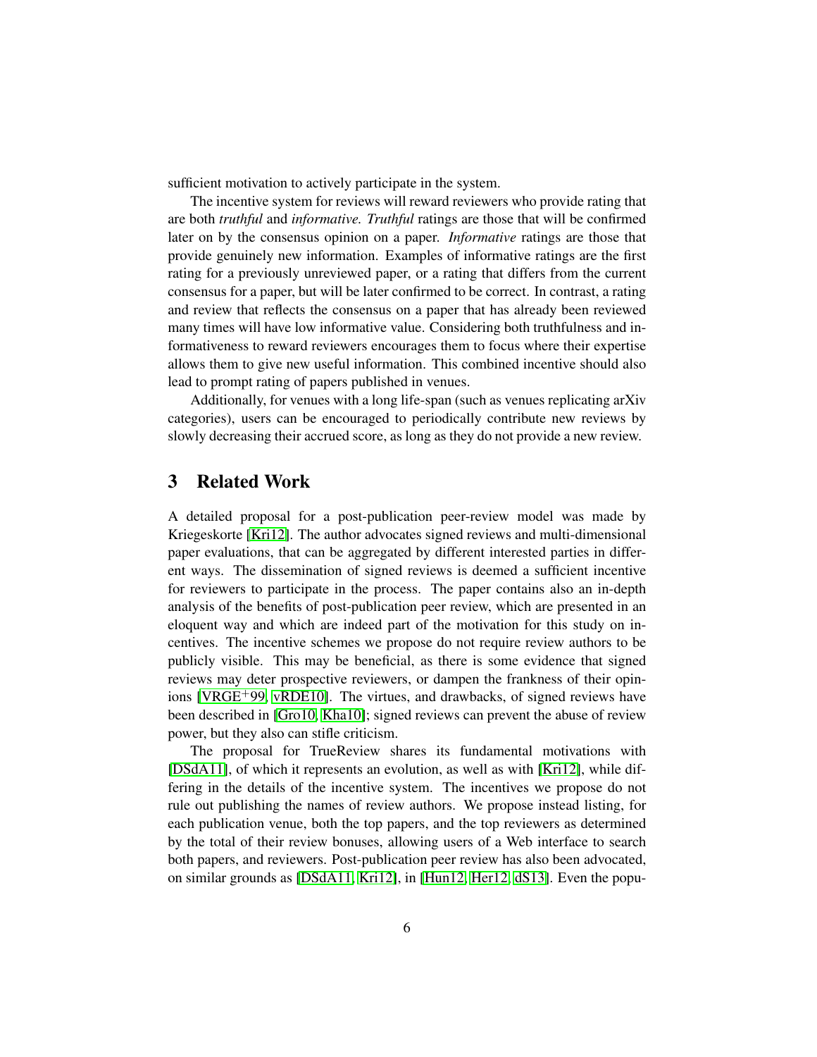sufficient motivation to actively participate in the system.

The incentive system for reviews will reward reviewers who provide rating that are both *truthful* and *informative. Truthful* ratings are those that will be confirmed later on by the consensus opinion on a paper. *Informative* ratings are those that provide genuinely new information. Examples of informative ratings are the first rating for a previously unreviewed paper, or a rating that differs from the current consensus for a paper, but will be later confirmed to be correct. In contrast, a rating and review that reflects the consensus on a paper that has already been reviewed many times will have low informative value. Considering both truthfulness and informativeness to reward reviewers encourages them to focus where their expertise allows them to give new useful information. This combined incentive should also lead to prompt rating of papers published in venues.

Additionally, for venues with a long life-span (such as venues replicating arXiv categories), users can be encouraged to periodically contribute new reviews by slowly decreasing their accrued score, as long as they do not provide a new review.

## 3 Related Work

A detailed proposal for a post-publication peer-review model was made by Kriegeskorte [Kri12]. The author advocates signed reviews and multi-dimensional paper evaluations, that can be aggregated by different interested parties in different ways. The dissemination of signed reviews is deemed a sufficient incentive for reviewers to participate in the process. The paper contains also an in-depth analysis of the benefits of post-publication peer review, which are presented in an eloquent way and which are indeed part of the motivation for this study on incentives. The incentive schemes we propose do not require review authors to be publicly visible. This may be beneficial, as there is some evidence that signed reviews may deter prospective reviewers, or dampen the frankness of their opinions [VRGE+99, vRDE10]. The virtues, and drawbacks, of signed reviews have been described in [Gro10, Kha10]; signed reviews can prevent the abuse of review power, but they also can stifle criticism.

The proposal for TrueReview shares its fundamental motivations with [DSdA11], of which it represents an evolution, as well as with [Kri12], while differing in the details of the incentive system. The incentives we propose do not rule out publishing the names of review authors. We propose instead listing, for each publication venue, both the top papers, and the top reviewers as determined by the total of their review bonuses, allowing users of a Web interface to search both papers, and reviewers. Post-publication peer review has also been advocated, on similar grounds as [DSdA11, Kri12], in [Hun12, Her12, dS13]. Even the popu-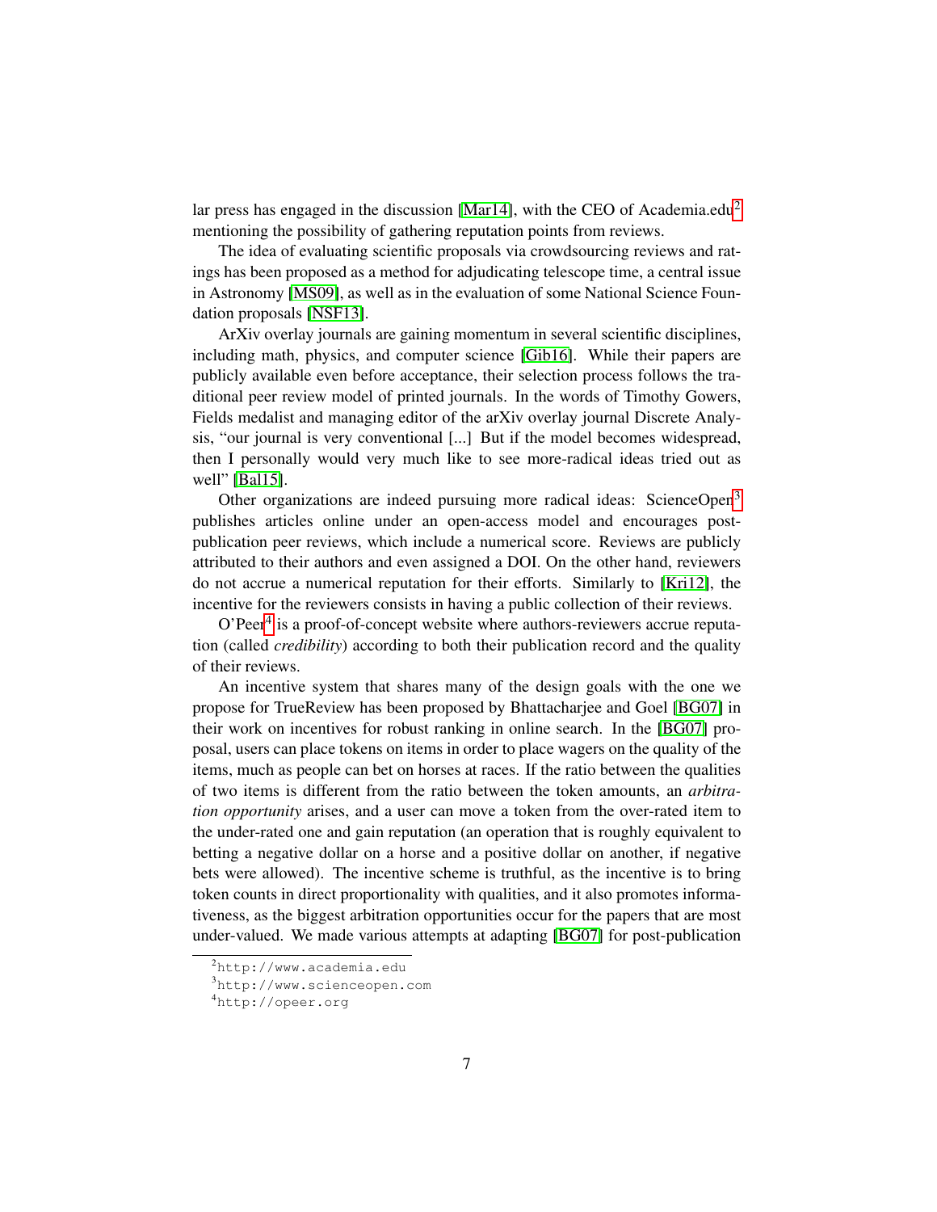lar press has engaged in the discussion [Mar14], with the CEO of Academia.edu[2] mentioning the possibility of gathering reputation points from reviews.

The idea of evaluating scientific proposals via crowdsourcing reviews and ratings has been proposed as a method for adjudicating telescope time, a central issue in Astronomy [MS09], as well as in the evaluation of some National Science Foundation proposals [NSF13].

ArXiv overlay journals are gaining momentum in several scientific disciplines, including math, physics, and computer science [Gib16]. While their papers are publicly available even before acceptance, their selection process follows the traditional peer review model of printed journals. In the words of Timothy Gowers, Fields medalist and managing editor of the arXiv overlay journal Discrete Analysis, "our journal is very conventional [...] But if the model becomes widespread, then I personally would very much like to see more-radical ideas tried out as well" [Bal15].

Other organizations are indeed pursuing more radical ideas: ScienceOpen[3] publishes articles online under an open-access model and encourages post-publication peer reviews, which include a numerical score. Reviews are publicly attributed to their authors and even assigned a DOI. On the other hand, reviewers do not accrue a numerical reputation for their efforts. Similarly to [Kri12], the incentive for the reviewers consists in having a public collection of their reviews.

O'Peer[4] is a proof-of-concept website where authors-reviewers accrue reputation (called *credibility*) according to both their publication record and the quality of their reviews.

An incentive system that shares many of the design goals with the one we propose for TrueReview has been proposed by Bhattacharjee and Goel [BG07] in their work on incentives for robust ranking in online search. In the [BG07] proposal, users can place tokens on items in order to place wagers on the quality of the items, much as people can bet on horses at races. If the ratio between the qualities of two items is different from the ratio between the token amounts, an *arbitration opportunity* arises, and a user can move a token from the over-rated item to the under-rated one and gain reputation (an operation that is roughly equivalent to betting a negative dollar on a horse and a positive dollar on another, if negative bets were allowed). The incentive scheme is truthful, as the incentive is to bring token counts in direct proportionality with qualities, and it also promotes informativeness, as the biggest arbitration opportunities occur for the papers that are most under-valued. We made various attempts at adapting [BG07] for post-publication

[2] http://www.academia.edu

[3] http://www.scienceopen.com

[4] http://opeer.org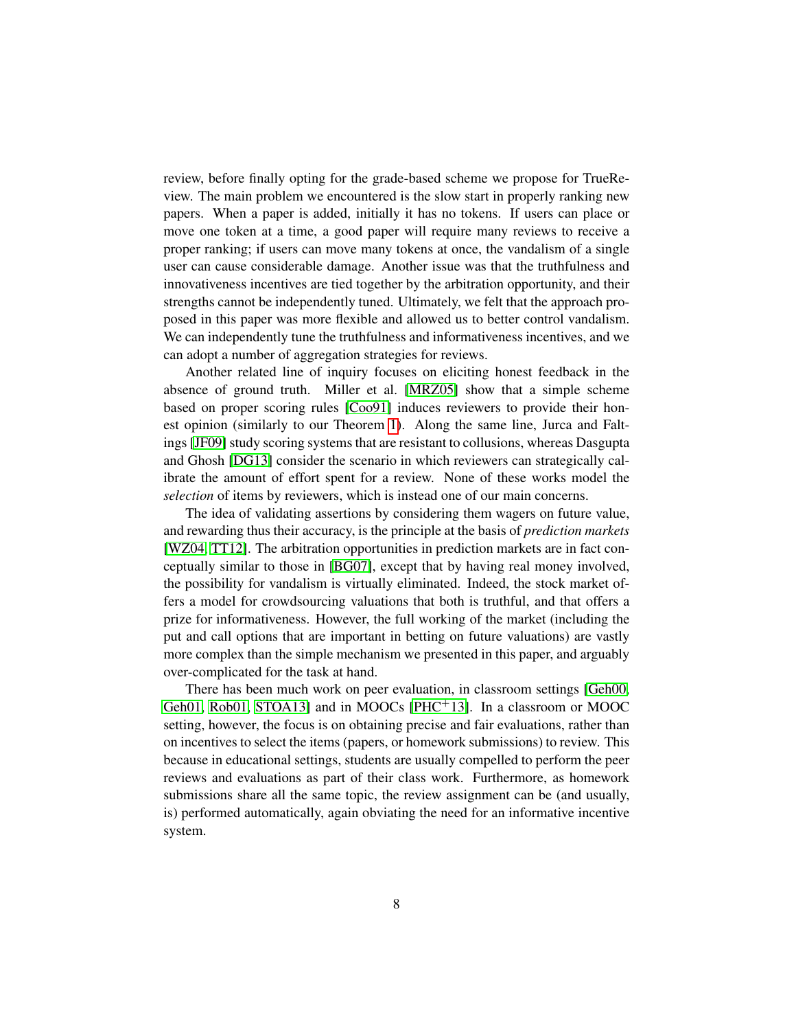review, before finally opting for the grade-based scheme we propose for TrueReview. The main problem we encountered is the slow start in properly ranking new papers. When a paper is added, initially it has no tokens. If users can place or move one token at a time, a good paper will require many reviews to receive a proper ranking; if users can move many tokens at once, the vandalism of a single user can cause considerable damage. Another issue was that the truthfulness and innovativeness incentives are tied together by the arbitration opportunity, and their strengths cannot be independently tuned. Ultimately, we felt that the approach proposed in this paper was more flexible and allowed us to better control vandalism. We can independently tune the truthfulness and informativeness incentives, and we can adopt a number of aggregation strategies for reviews.

Another related line of inquiry focuses on eliciting honest feedback in the absence of ground truth. Miller et al. [MRZ05] show that a simple scheme based on proper scoring rules [Coo91] induces reviewers to provide their honest opinion (similarly to our Theorem 1). Along the same line, Jurca and Faltings [JF09] study scoring systems that are resistant to collusions, whereas Dasgupta and Ghosh [DG13] consider the scenario in which reviewers can strategically calibrate the amount of effort spent for a review. None of these works model the *selection* of items by reviewers, which is instead one of our main concerns.

The idea of validating assertions by considering them wagers on future value, and rewarding thus their accuracy, is the principle at the basis of *prediction markets* [WZ04, TT12]. The arbitration opportunities in prediction markets are in fact conceptually similar to those in [BG07], except that by having real money involved, the possibility for vandalism is virtually eliminated. Indeed, the stock market offers a model for crowdsourcing valuations that both is truthful, and that offers a prize for informativeness. However, the full working of the market (including the put and call options that are important in betting on future valuations) are vastly more complex than the simple mechanism we presented in this paper, and arguably over-complicated for the task at hand.

There has been much work on peer evaluation, in classroom settings [Geh00, Geh01, Rob01, STOA13] and in MOOCs [PHC+13]. In a classroom or MOOC setting, however, the focus is on obtaining precise and fair evaluations, rather than on incentives to select the items (papers, or homework submissions) to review. This because in educational settings, students are usually compelled to perform the peer reviews and evaluations as part of their class work. Furthermore, as homework submissions share all the same topic, the review assignment can be (and usually, is) performed automatically, again obviating the need for an informative incentive system.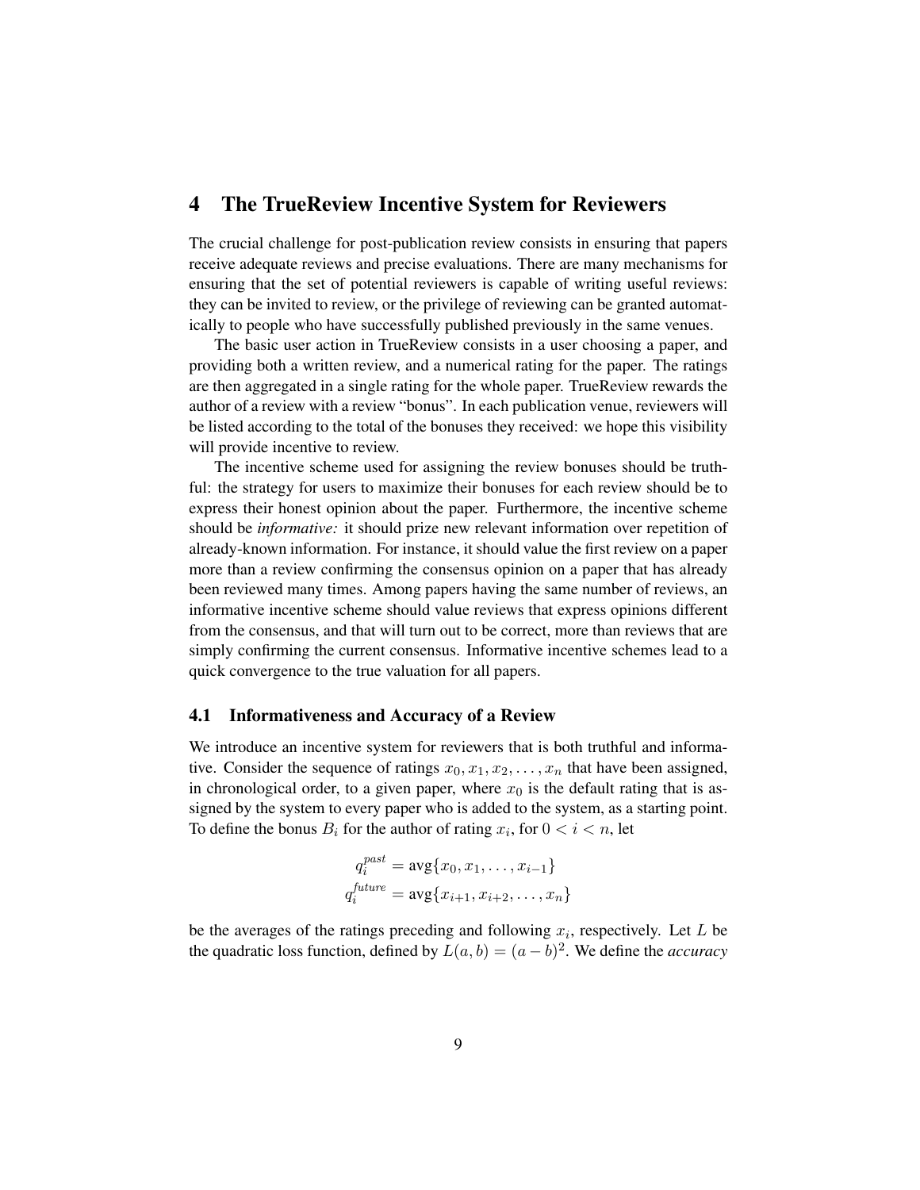## 4 The TrueReview Incentive System for Reviewers

The crucial challenge for post-publication review consists in ensuring that papers receive adequate reviews and precise evaluations. There are many mechanisms for ensuring that the set of potential reviewers is capable of writing useful reviews: they can be invited to review, or the privilege of reviewing can be granted automatically to people who have successfully published previously in the same venues.

The basic user action in TrueReview consists in a user choosing a paper, and providing both a written review, and a numerical rating for the paper. The ratings are then aggregated in a single rating for the whole paper. TrueReview rewards the author of a review with a review "bonus". In each publication venue, reviewers will be listed according to the total of the bonuses they received: we hope this visibility will provide incentive to review.

The incentive scheme used for assigning the review bonuses should be truthful: the strategy for users to maximize their bonuses for each review should be to express their honest opinion about the paper. Furthermore, the incentive scheme should be *informative:* it should prize new relevant information over repetition of already-known information. For instance, it should value the first review on a paper more than a review confirming the consensus opinion on a paper that has already been reviewed many times. Among papers having the same number of reviews, an informative incentive scheme should value reviews that express opinions different from the consensus, and that will turn out to be correct, more than reviews that are simply confirming the current consensus. Informative incentive schemes lead to a quick convergence to the true valuation for all papers.

### 4.1 Informativeness and Accuracy of a Review

We introduce an incentive system for reviewers that is both truthful and informative. Consider the sequence of ratings $x_0, x_1, x_2, \ldots, x_n$ that have been assigned, in chronological order, to a given paper, where $x_0$ is the default rating that is assigned by the system to every paper who is added to the system, as a starting point. To define the bonus $B_i$ for the author of rating $x_i$, for $0 < i < n$, let

$$q_i^{past} = \text{avg}\{x_0, x_1, \ldots, x_{i-1}\}$$
$$q_i^{future} = \text{avg}\{x_{i+1}, x_{i+2}, \ldots, x_n\}$$

be the averages of the ratings preceding and following $x_i$, respectively. Let $L$ be the quadratic loss function, defined by $L(a, b) = (a - b)^2$. We define the *accuracy*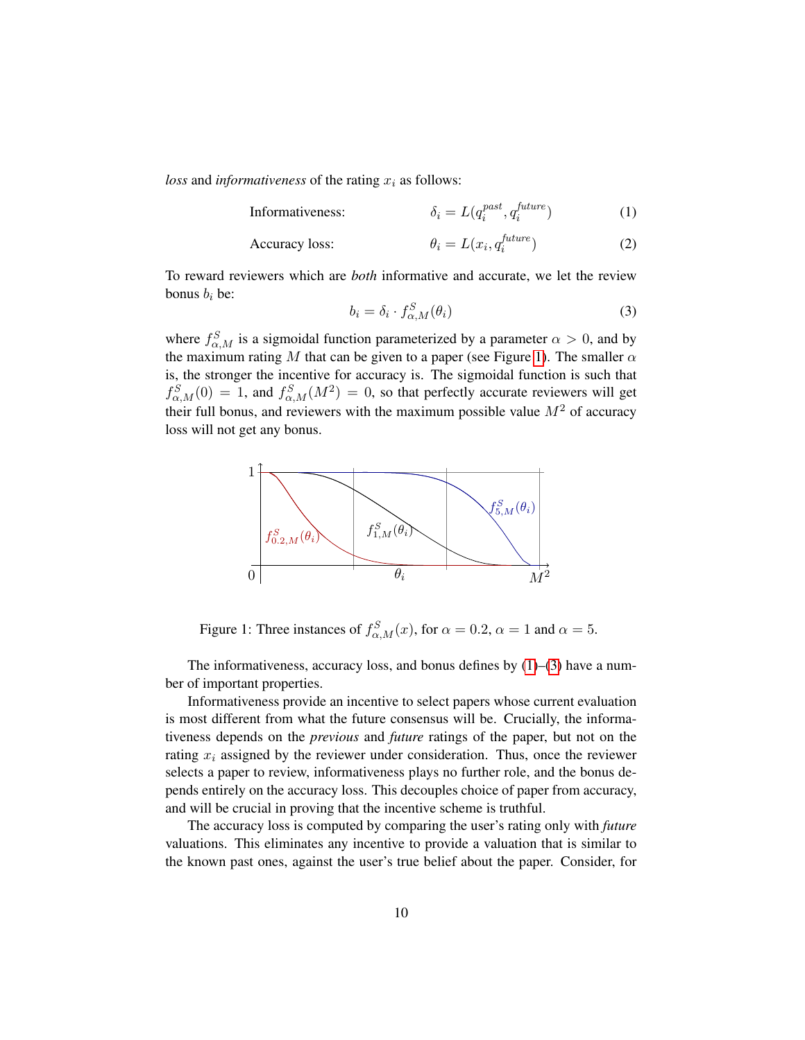*loss* and *informativeness* of the rating $x_i$ as follows:

$$\text{Informativeness:} \qquad \delta_i = L(q_i^{past}, q_i^{future}) \tag{1}$$

$$\text{Accuracy loss:} \qquad \theta_i = L(x_i, q_i^{future}) \tag{2}$$

To reward reviewers which are *both* informative and accurate, we let the review bonus $b_i$ be:

$$b_i = \delta_i \cdot f^S_{\alpha,M}(\theta_i) \tag{3}$$

where $f^S_{\alpha,M}$ is a sigmoidal function parameterized by a parameter $\alpha > 0$, and by the maximum rating $M$ that can be given to a paper (see Figure 1). The smaller $\alpha$ is, the stronger the incentive for accuracy is. The sigmoidal function is such that $f^S_{\alpha,M}(0) = 1$, and $f^S_{\alpha,M}(M^2) = 0$, so that perfectly accurate reviewers will get their full bonus, and reviewers with the maximum possible value $M^2$ of accuracy loss will not get any bonus.

Figure 1: Three instances of $f^S_{\alpha,M}(x)$, for $\alpha = 0.2$, $\alpha = 1$ and $\alpha = 5$.

The informativeness, accuracy loss, and bonus defines by (1)–(3) have a number of important properties.

Informativeness provide an incentive to select papers whose current evaluation is most different from what the future consensus will be. Crucially, the informativeness depends on the *previous* and *future* ratings of the paper, but not on the rating $x_i$ assigned by the reviewer under consideration. Thus, once the reviewer selects a paper to review, informativeness plays no further role, and the bonus depends entirely on the accuracy loss. This decouples choice of paper from accuracy, and will be crucial in proving that the incentive scheme is truthful.

The accuracy loss is computed by comparing the user's rating only with *future* valuations. This eliminates any incentive to provide a valuation that is similar to the known past ones, against the user's true belief about the paper. Consider, for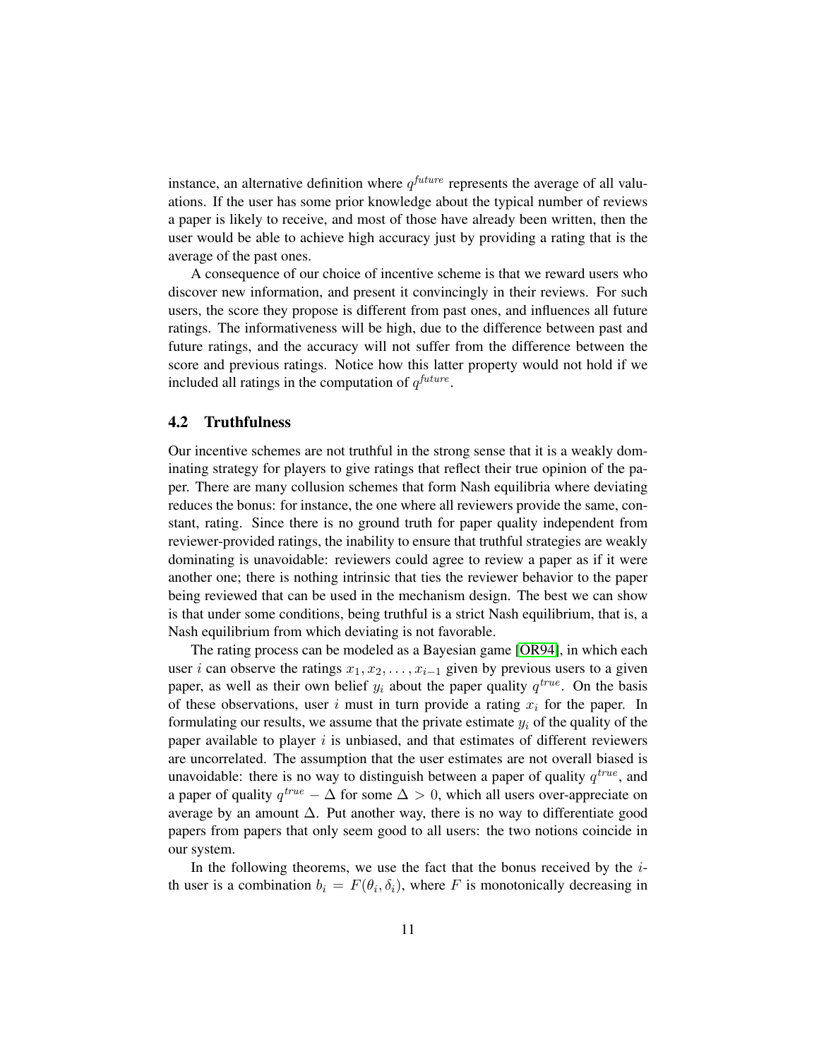instance, an alternative definition where $q^{future}$ represents the average of all valuations. If the user has some prior knowledge about the typical number of reviews a paper is likely to receive, and most of those have already been written, then the user would be able to achieve high accuracy just by providing a rating that is the average of the past ones.

A consequence of our choice of incentive scheme is that we reward users who discover new information, and present it convincingly in their reviews. For such users, the score they propose is different from past ones, and influences all future ratings. The informativeness will be high, due to the difference between past and future ratings, and the accuracy will not suffer from the difference between the score and previous ratings. Notice how this latter property would not hold if we included all ratings in the computation of $q^{future}$.

## 4.2 Truthfulness

Our incentive schemes are not truthful in the strong sense that it is a weakly dominating strategy for players to give ratings that reflect their true opinion of the paper. There are many collusion schemes that form Nash equilibria where deviating reduces the bonus: for instance, the one where all reviewers provide the same, constant, rating. Since there is no ground truth for paper quality independent from reviewer-provided ratings, the inability to ensure that truthful strategies are weakly dominating is unavoidable: reviewers could agree to review a paper as if it were another one; there is nothing intrinsic that ties the reviewer behavior to the paper being reviewed that can be used in the mechanism design. The best we can show is that under some conditions, being truthful is a strict Nash equilibrium, that is, a Nash equilibrium from which deviating is not favorable.

The rating process can be modeled as a Bayesian game [OR94], in which each user $i$ can observe the ratings $x_1, x_2, \ldots, x_{i-1}$ given by previous users to a given paper, as well as their own belief $y_i$ about the paper quality $q^{true}$. On the basis of these observations, user $i$ must in turn provide a rating $x_i$ for the paper. In formulating our results, we assume that the private estimate $y_i$ of the quality of the paper available to player $i$ is unbiased, and that estimates of different reviewers are uncorrelated. The assumption that the user estimates are not overall biased is unavoidable: there is no way to distinguish between a paper of quality $q^{true}$, and a paper of quality $q^{true} - \Delta$ for some $\Delta > 0$, which all users over-appreciate on average by an amount $\Delta$. Put another way, there is no way to differentiate good papers from papers that only seem good to all users: the two notions coincide in our system.

In the following theorems, we use the fact that the bonus received by the $i$-th user is a combination $b_i = F(\theta_i, \delta_i)$, where $F$ is monotonically decreasing in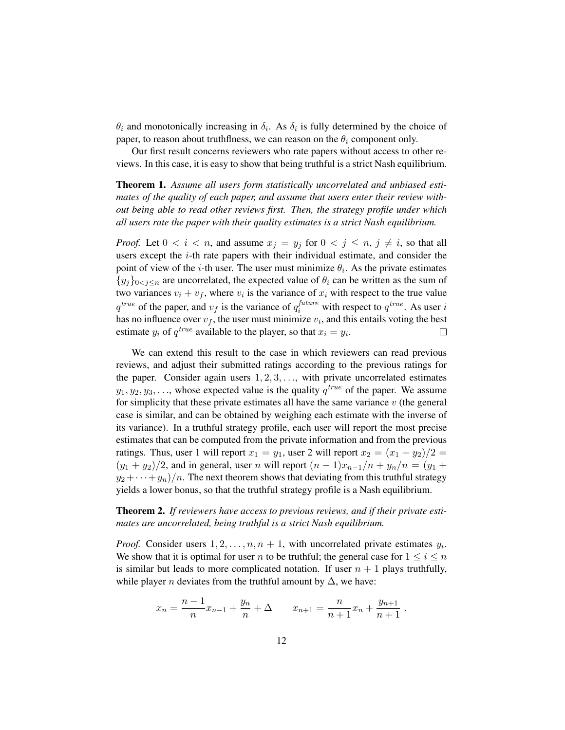$\theta_i$ and monotonically increasing in $\delta_i$. As $\delta_i$ is fully determined by the choice of paper, to reason about truthflness, we can reason on the $\theta_i$ component only.

Our first result concerns reviewers who rate papers without access to other reviews. In this case, it is easy to show that being truthful is a strict Nash equilibrium.

**Theorem 1.** *Assume all users form statistically uncorrelated and unbiased estimates of the quality of each paper, and assume that users enter their review without being able to read other reviews first. Then, the strategy profile under which all users rate the paper with their quality estimates is a strict Nash equilibrium.*

*Proof.* Let $0 < i < n$, and assume $x_j = y_j$ for $0 < j \leq n$, $j \neq i$, so that all users except the $i$-th rate papers with their individual estimate, and consider the point of view of the $i$-th user. The user must minimize $\theta_i$. As the private estimates $\{y_j\}_{0<j\leq n}$ are uncorrelated, the expected value of $\theta_i$ can be written as the sum of two variances $v_i + v_f$, where $v_i$ is the variance of $x_i$ with respect to the true value $q^{true}$ of the paper, and $v_f$ is the variance of $q_i^{future}$ with respect to $q^{true}$. As user $i$ has no influence over $v_f$, the user must minimize $v_i$, and this entails voting the best estimate $y_i$ of $q^{true}$ available to the player, so that $x_i = y_i$. □

We can extend this result to the case in which reviewers can read previous reviews, and adjust their submitted ratings according to the previous ratings for the paper. Consider again users $1, 2, 3, \ldots$, with private uncorrelated estimates $y_1, y_2, y_3, \ldots$, whose expected value is the quality $q^{true}$ of the paper. We assume for simplicity that these private estimates all have the same variance $v$ (the general case is similar, and can be obtained by weighing each estimate with the inverse of its variance). In a truthful strategy profile, each user will report the most precise estimates that can be computed from the private information and from the previous ratings. Thus, user 1 will report $x_1 = y_1$, user 2 will report $x_2 = (x_1 + y_2)/2 = (y_1 + y_2)/2$, and in general, user $n$ will report $(n-1)x_{n-1}/n + y_n/n = (y_1 + y_2 + \cdots + y_n)/n$. The next theorem shows that deviating from this truthful strategy yields a lower bonus, so that the truthful strategy profile is a Nash equilibrium.

**Theorem 2.** *If reviewers have access to previous reviews, and if their private estimates are uncorrelated, being truthful is a strict Nash equilibrium.*

*Proof.* Consider users $1, 2, \ldots, n, n+1$, with uncorrelated private estimates $y_i$. We show that it is optimal for user $n$ to be truthful; the general case for $1 \leq i \leq n$ is similar but leads to more complicated notation. If user $n+1$ plays truthfully, while player $n$ deviates from the truthful amount by $\Delta$, we have:

$$x_n = \frac{n-1}{n}x_{n-1} + \frac{y_n}{n} + \Delta \qquad x_{n+1} = \frac{n}{n+1}x_n + \frac{y_{n+1}}{n+1} \ .$$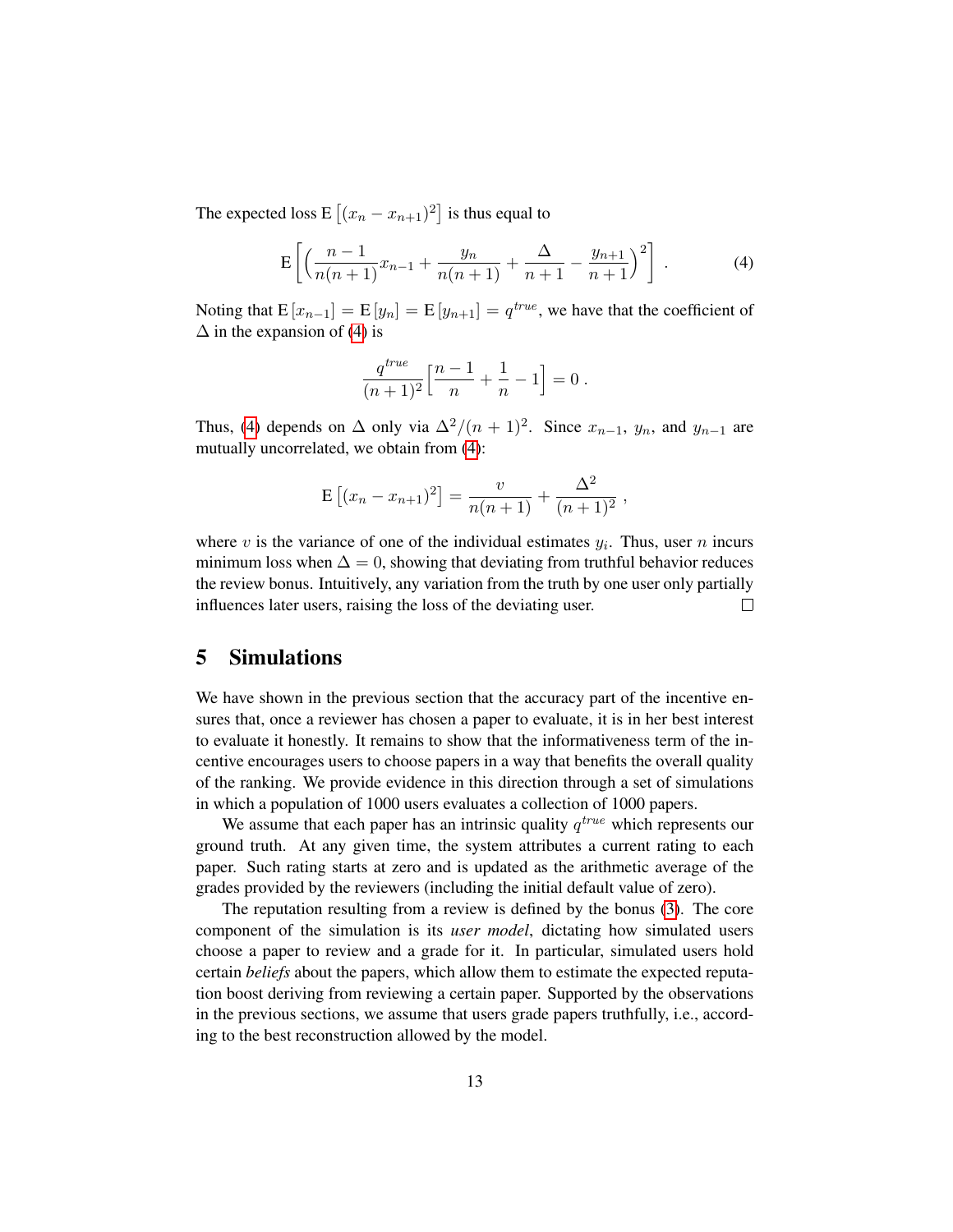The expected loss $\mathrm{E}\left[(x_n - x_{n+1})^2\right]$ is thus equal to

$$\mathrm{E}\left[\left(\frac{n-1}{n(n+1)}x_{n-1} + \frac{y_n}{n(n+1)} + \frac{\Delta}{n+1} - \frac{y_{n+1}}{n+1}\right)^2\right] . \tag{4}$$

Noting that $\mathrm{E}\left[x_{n-1}\right] = \mathrm{E}\left[y_n\right] = \mathrm{E}\left[y_{n+1}\right] = q^{true}$, we have that the coefficient of $\Delta$ in the expansion of (4) is

$$\frac{q^{true}}{(n+1)^2}\left[\frac{n-1}{n} + \frac{1}{n} - 1\right] = 0 .$$

Thus, (4) depends on $\Delta$ only via $\Delta^2/(n+1)^2$. Since $x_{n-1}$, $y_n$, and $y_{n-1}$ are mutually uncorrelated, we obtain from (4):

$$\mathrm{E}\left[(x_n - x_{n+1})^2\right] = \frac{v}{n(n+1)} + \frac{\Delta^2}{(n+1)^2} ,$$

where $v$ is the variance of one of the individual estimates $y_i$. Thus, user $n$ incurs minimum loss when $\Delta = 0$, showing that deviating from truthful behavior reduces the review bonus. Intuitively, any variation from the truth by one user only partially influences later users, raising the loss of the deviating user. □

## 5 Simulations

We have shown in the previous section that the accuracy part of the incentive ensures that, once a reviewer has chosen a paper to evaluate, it is in her best interest to evaluate it honestly. It remains to show that the informativeness term of the incentive encourages users to choose papers in a way that benefits the overall quality of the ranking. We provide evidence in this direction through a set of simulations in which a population of 1000 users evaluates a collection of 1000 papers.

We assume that each paper has an intrinsic quality $q^{true}$ which represents our ground truth. At any given time, the system attributes a current rating to each paper. Such rating starts at zero and is updated as the arithmetic average of the grades provided by the reviewers (including the initial default value of zero).

The reputation resulting from a review is defined by the bonus (3). The core component of the simulation is its *user model*, dictating how simulated users choose a paper to review and a grade for it. In particular, simulated users hold certain *beliefs* about the papers, which allow them to estimate the expected reputation boost deriving from reviewing a certain paper. Supported by the observations in the previous sections, we assume that users grade papers truthfully, i.e., according to the best reconstruction allowed by the model.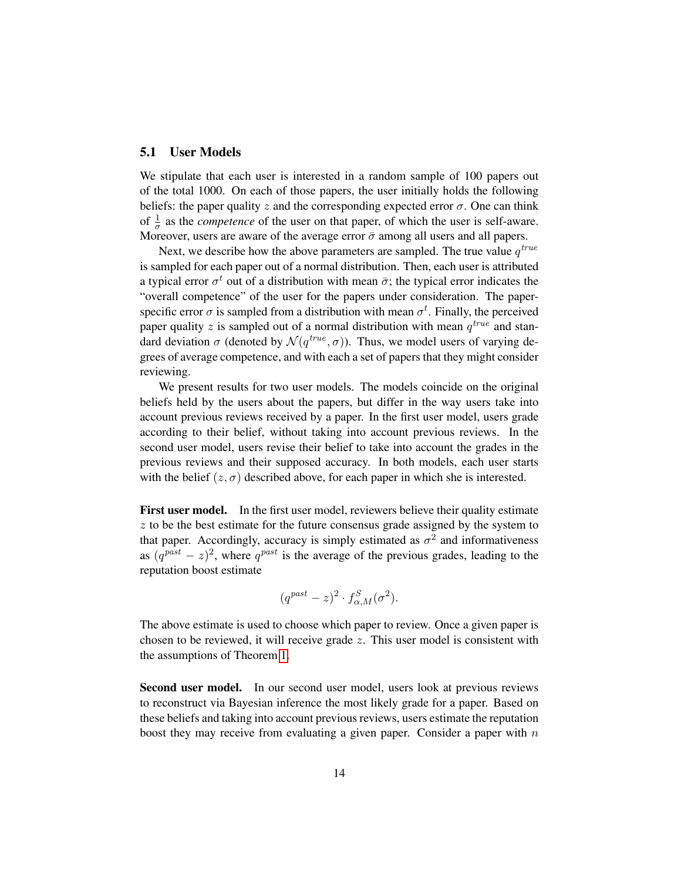### 5.1 User Models

We stipulate that each user is interested in a random sample of 100 papers out of the total 1000. On each of those papers, the user initially holds the following beliefs: the paper quality $z$ and the corresponding expected error $\sigma$. One can think of $\frac{1}{\sigma}$ as the *competence* of the user on that paper, of which the user is self-aware. Moreover, users are aware of the average error $\bar{\sigma}$ among all users and all papers.

Next, we describe how the above parameters are sampled. The true value $q^{true}$ is sampled for each paper out of a normal distribution. Then, each user is attributed a typical error $\sigma^t$ out of a distribution with mean $\bar{\sigma}$; the typical error indicates the "overall competence" of the user for the papers under consideration. The paper-specific error $\sigma$ is sampled from a distribution with mean $\sigma^t$. Finally, the perceived paper quality $z$ is sampled out of a normal distribution with mean $q^{true}$ and standard deviation $\sigma$ (denoted by $\mathcal{N}(q^{true}, \sigma)$). Thus, we model users of varying degrees of average competence, and with each a set of papers that they might consider reviewing.

We present results for two user models. The models coincide on the original beliefs held by the users about the papers, but differ in the way users take into account previous reviews received by a paper. In the first user model, users grade according to their belief, without taking into account previous reviews. In the second user model, users revise their belief to take into account the grades in the previous reviews and their supposed accuracy. In both models, each user starts with the belief $(z, \sigma)$ described above, for each paper in which she is interested.

**First user model.** In the first user model, reviewers believe their quality estimate $z$ to be the best estimate for the future consensus grade assigned by the system to that paper. Accordingly, accuracy is simply estimated as $\sigma^2$ and informativeness as $(q^{past} - z)^2$, where $q^{past}$ is the average of the previous grades, leading to the reputation boost estimate

$$(q^{past} - z)^2 \cdot f^S_{\alpha,M}(\sigma^2).$$

The above estimate is used to choose which paper to review. Once a given paper is chosen to be reviewed, it will receive grade $z$. This user model is consistent with the assumptions of Theorem 1.

**Second user model.** In our second user model, users look at previous reviews to reconstruct via Bayesian inference the most likely grade for a paper. Based on these beliefs and taking into account previous reviews, users estimate the reputation boost they may receive from evaluating a given paper. Consider a paper with $n$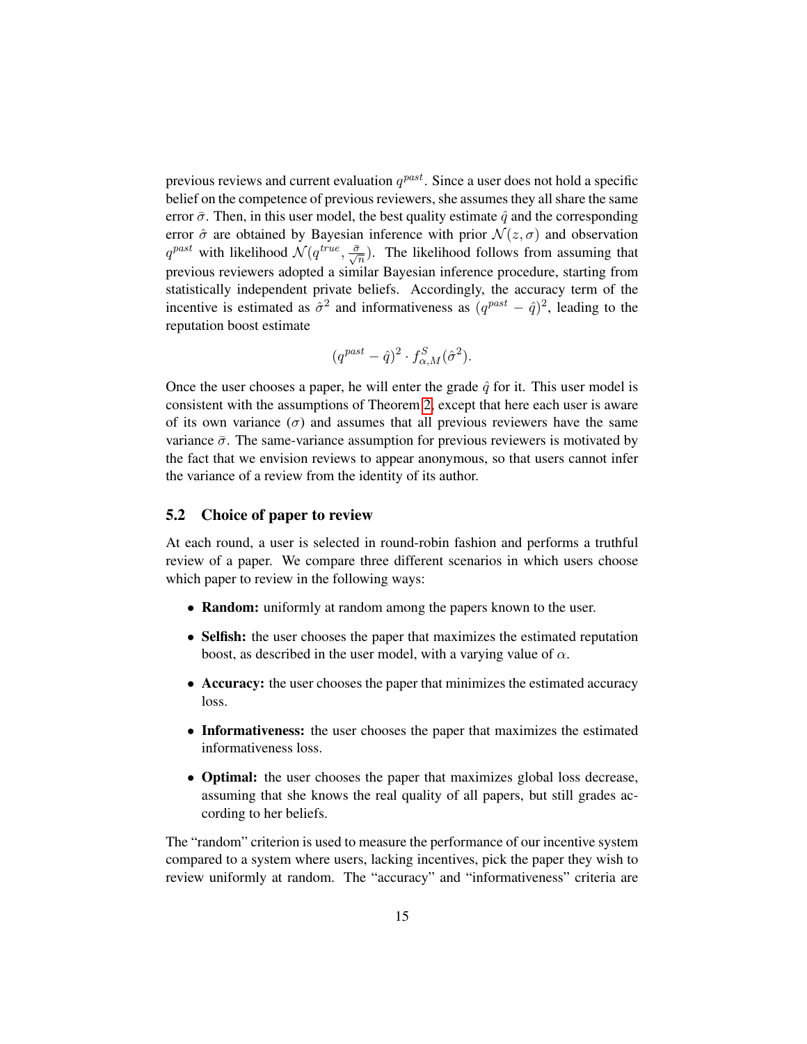previous reviews and current evaluation $q^{past}$. Since a user does not hold a specific belief on the competence of previous reviewers, she assumes they all share the same error $\bar{\sigma}$. Then, in this user model, the best quality estimate $\hat{q}$ and the corresponding error $\hat{\sigma}$ are obtained by Bayesian inference with prior $\mathcal{N}(z, \sigma)$ and observation $q^{past}$ with likelihood $\mathcal{N}(q^{true}, \frac{\bar{\sigma}}{\sqrt{n}})$. The likelihood follows from assuming that previous reviewers adopted a similar Bayesian inference procedure, starting from statistically independent private beliefs. Accordingly, the accuracy term of the incentive is estimated as $\hat{\sigma}^2$ and informativeness as $(q^{past} - \hat{q})^2$, leading to the reputation boost estimate

$$(q^{past} - \hat{q})^2 \cdot f^S_{\alpha,M}(\hat{\sigma}^2).$$

Once the user chooses a paper, he will enter the grade $\hat{q}$ for it. This user model is consistent with the assumptions of Theorem 2, except that here each user is aware of its own variance ($\sigma$) and assumes that all previous reviewers have the same variance $\bar{\sigma}$. The same-variance assumption for previous reviewers is motivated by the fact that we envision reviews to appear anonymous, so that users cannot infer the variance of a review from the identity of its author.

## 5.2 Choice of paper to review

At each round, a user is selected in round-robin fashion and performs a truthful review of a paper. We compare three different scenarios in which users choose which paper to review in the following ways:

- **Random:** uniformly at random among the papers known to the user.
- **Selfish:** the user chooses the paper that maximizes the estimated reputation boost, as described in the user model, with a varying value of $\alpha$.
- **Accuracy:** the user chooses the paper that minimizes the estimated accuracy loss.
- **Informativeness:** the user chooses the paper that maximizes the estimated informativeness loss.
- **Optimal:** the user chooses the paper that maximizes global loss decrease, assuming that she knows the real quality of all papers, but still grades according to her beliefs.

The "random" criterion is used to measure the performance of our incentive system compared to a system where users, lacking incentives, pick the paper they wish to review uniformly at random. The "accuracy" and "informativeness" criteria are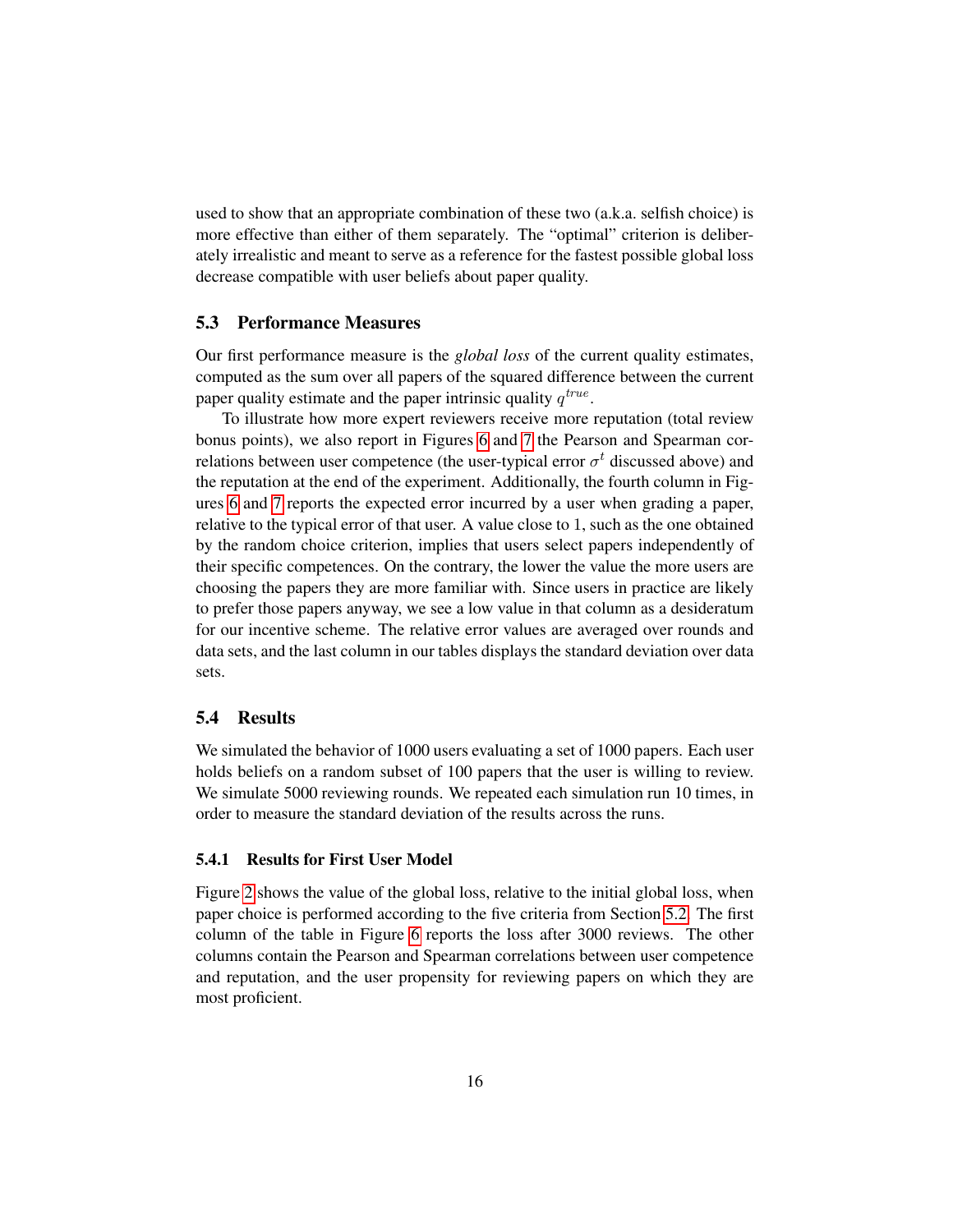used to show that an appropriate combination of these two (a.k.a. selfish choice) is more effective than either of them separately. The "optimal" criterion is deliberately irrealistic and meant to serve as a reference for the fastest possible global loss decrease compatible with user beliefs about paper quality.

### 5.3 Performance Measures

Our first performance measure is the *global loss* of the current quality estimates, computed as the sum over all papers of the squared difference between the current paper quality estimate and the paper intrinsic quality $q^{true}$.

To illustrate how more expert reviewers receive more reputation (total review bonus points), we also report in Figures 6 and 7 the Pearson and Spearman correlations between user competence (the user-typical error $\sigma^t$ discussed above) and the reputation at the end of the experiment. Additionally, the fourth column in Figures 6 and 7 reports the expected error incurred by a user when grading a paper, relative to the typical error of that user. A value close to 1, such as the one obtained by the random choice criterion, implies that users select papers independently of their specific competences. On the contrary, the lower the value the more users are choosing the papers they are more familiar with. Since users in practice are likely to prefer those papers anyway, we see a low value in that column as a desideratum for our incentive scheme. The relative error values are averaged over rounds and data sets, and the last column in our tables displays the standard deviation over data sets.

### 5.4 Results

We simulated the behavior of 1000 users evaluating a set of 1000 papers. Each user holds beliefs on a random subset of 100 papers that the user is willing to review. We simulate 5000 reviewing rounds. We repeated each simulation run 10 times, in order to measure the standard deviation of the results across the runs.

#### 5.4.1 Results for First User Model

Figure 2 shows the value of the global loss, relative to the initial global loss, when paper choice is performed according to the five criteria from Section 5.2. The first column of the table in Figure 6 reports the loss after 3000 reviews. The other columns contain the Pearson and Spearman correlations between user competence and reputation, and the user propensity for reviewing papers on which they are most proficient.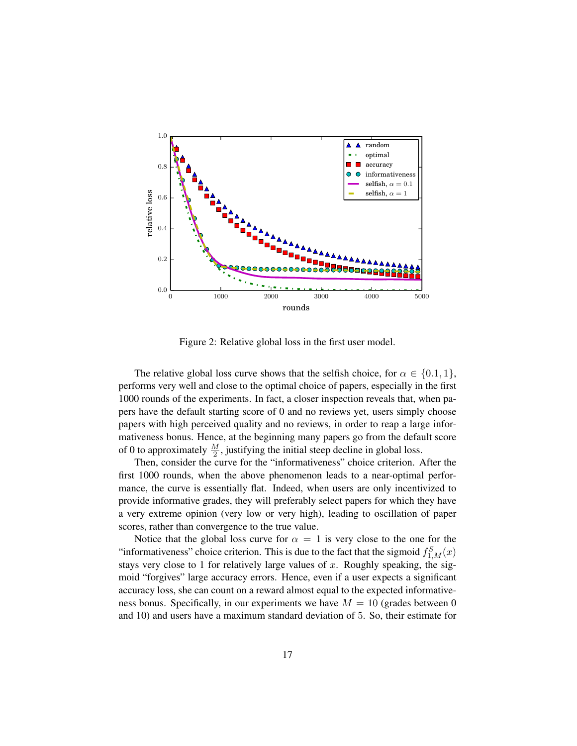Figure 2: Relative global loss in the first user model.

The relative global loss curve shows that the selfish choice, for $\alpha \in \{0.1, 1\}$, performs very well and close to the optimal choice of papers, especially in the first 1000 rounds of the experiments. In fact, a closer inspection reveals that, when papers have the default starting score of 0 and no reviews yet, users simply choose papers with high perceived quality and no reviews, in order to reap a large informativeness bonus. Hence, at the beginning many papers go from the default score of 0 to approximately $\frac{M}{2}$, justifying the initial steep decline in global loss.

Then, consider the curve for the "informativeness" choice criterion. After the first 1000 rounds, when the above phenomenon leads to a near-optimal performance, the curve is essentially flat. Indeed, when users are only incentivized to provide informative grades, they will preferably select papers for which they have a very extreme opinion (very low or very high), leading to oscillation of paper scores, rather than convergence to the true value.

Notice that the global loss curve for $\alpha = 1$ is very close to the one for the "informativeness" choice criterion. This is due to the fact that the sigmoid $f^S_{1,M}(x)$ stays very close to 1 for relatively large values of $x$. Roughly speaking, the sigmoid "forgives" large accuracy errors. Hence, even if a user expects a significant accuracy loss, she can count on a reward almost equal to the expected informativeness bonus. Specifically, in our experiments we have $M = 10$ (grades between 0 and 10) and users have a maximum standard deviation of 5. So, their estimate for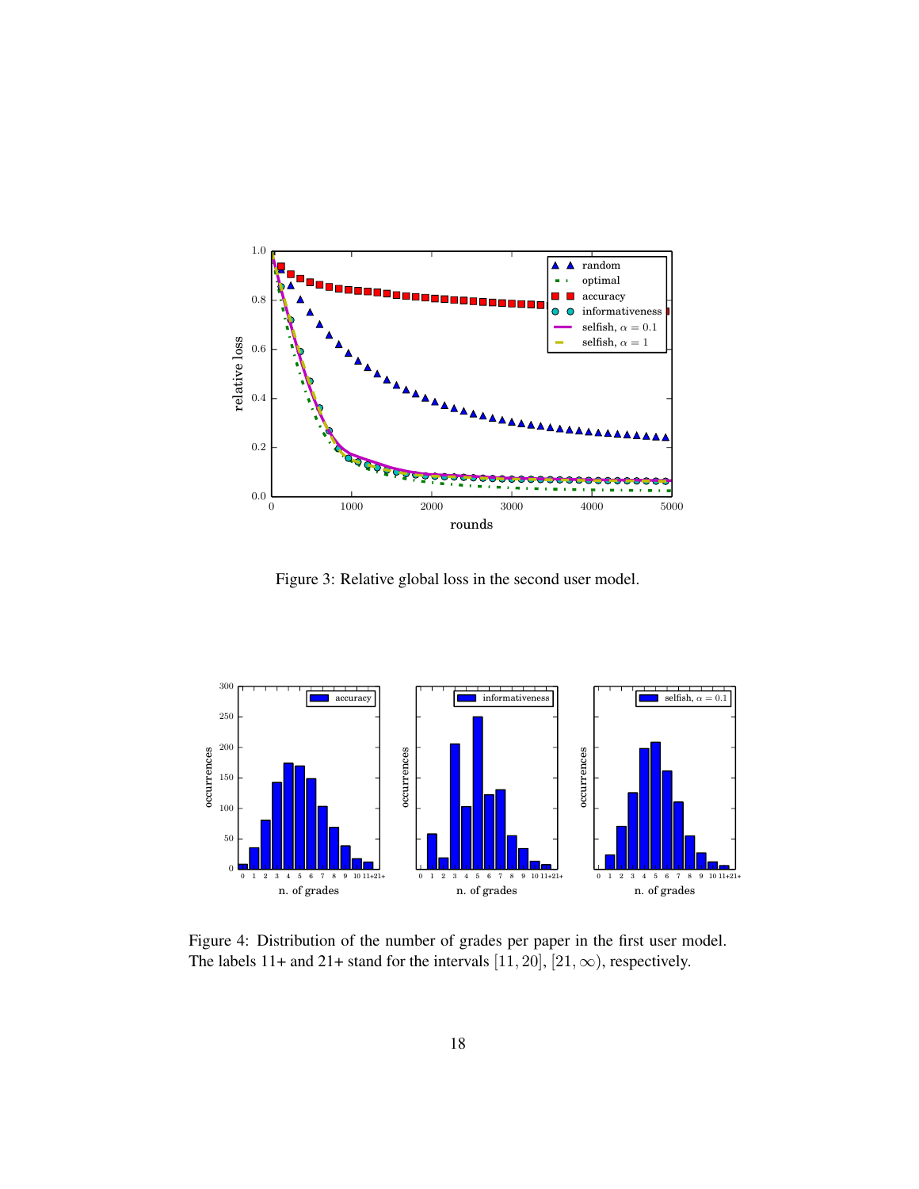Figure 3: Relative global loss in the second user model.

Figure 4: Distribution of the number of grades per paper in the first user model. The labels 11+ and 21+ stand for the intervals $[11, 20]$, $[21, \infty)$, respectively.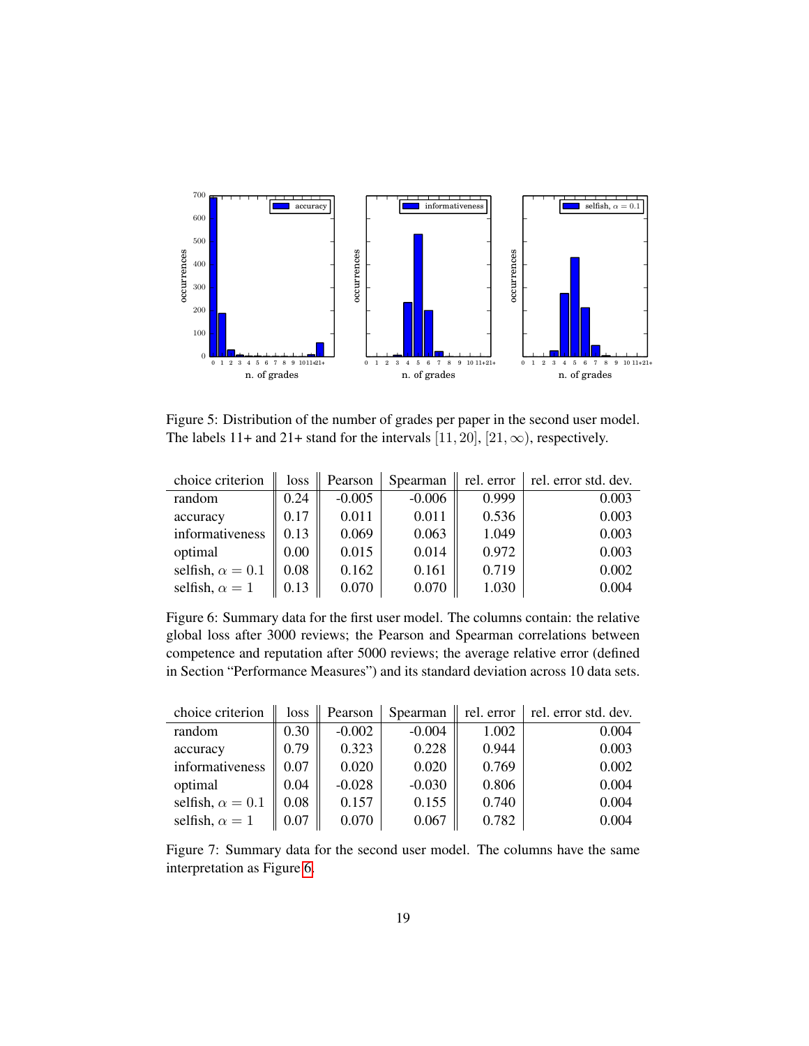Figure 5: Distribution of the number of grades per paper in the second user model. The labels 11+ and 21+ stand for the intervals $[11, 20]$, $[21, \infty)$, respectively.

| choice criterion | loss | Pearson | Spearman | rel. error | rel. error std. dev. |
|---|---|---|---|---|---|
| random | 0.24 | -0.005 | -0.006 | 0.999 | 0.003 |
| accuracy | 0.17 | 0.011 | 0.011 | 0.536 | 0.003 |
| informativeness | 0.13 | 0.069 | 0.063 | 1.049 | 0.003 |
| optimal | 0.00 | 0.015 | 0.014 | 0.972 | 0.003 |
| selfish, $\alpha = 0.1$ | 0.08 | 0.162 | 0.161 | 0.719 | 0.002 |
| selfish, $\alpha = 1$ | 0.13 | 0.070 | 0.070 | 1.030 | 0.004 |

Figure 6: Summary data for the first user model. The columns contain: the relative global loss after 3000 reviews; the Pearson and Spearman correlations between competence and reputation after 5000 reviews; the average relative error (defined in Section "Performance Measures") and its standard deviation across 10 data sets.

| choice criterion | loss | Pearson | Spearman | rel. error | rel. error std. dev. |
|---|---|---|---|---|---|
| random | 0.30 | -0.002 | -0.004 | 1.002 | 0.004 |
| accuracy | 0.79 | 0.323 | 0.228 | 0.944 | 0.003 |
| informativeness | 0.07 | 0.020 | 0.020 | 0.769 | 0.002 |
| optimal | 0.04 | -0.028 | -0.030 | 0.806 | 0.004 |
| selfish, $\alpha = 0.1$ | 0.08 | 0.157 | 0.155 | 0.740 | 0.004 |
| selfish, $\alpha = 1$ | 0.07 | 0.070 | 0.067 | 0.782 | 0.004 |

Figure 7: Summary data for the second user model. The columns have the same interpretation as Figure 6.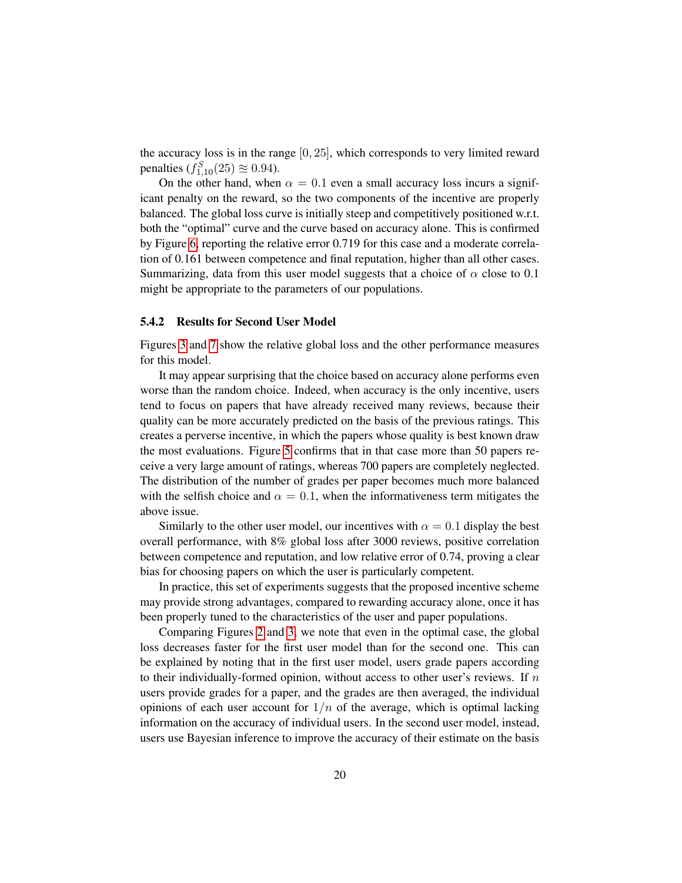the accuracy loss is in the range $[0, 25]$, which corresponds to very limited reward penalties ($f^S_{1,10}(25) \approxeq 0.94$).

On the other hand, when $\alpha = 0.1$ even a small accuracy loss incurs a significant penalty on the reward, so the two components of the incentive are properly balanced. The global loss curve is initially steep and competitively positioned w.r.t. both the "optimal" curve and the curve based on accuracy alone. This is confirmed by Figure 6, reporting the relative error 0.719 for this case and a moderate correlation of 0.161 between competence and final reputation, higher than all other cases. Summarizing, data from this user model suggests that a choice of $\alpha$ close to 0.1 might be appropriate to the parameters of our populations.

### 5.4.2 Results for Second User Model

Figures 3 and 7 show the relative global loss and the other performance measures for this model.

It may appear surprising that the choice based on accuracy alone performs even worse than the random choice. Indeed, when accuracy is the only incentive, users tend to focus on papers that have already received many reviews, because their quality can be more accurately predicted on the basis of the previous ratings. This creates a perverse incentive, in which the papers whose quality is best known draw the most evaluations. Figure 5 confirms that in that case more than 50 papers receive a very large amount of ratings, whereas 700 papers are completely neglected. The distribution of the number of grades per paper becomes much more balanced with the selfish choice and $\alpha = 0.1$, when the informativeness term mitigates the above issue.

Similarly to the other user model, our incentives with $\alpha = 0.1$ display the best overall performance, with 8% global loss after 3000 reviews, positive correlation between competence and reputation, and low relative error of 0.74, proving a clear bias for choosing papers on which the user is particularly competent.

In practice, this set of experiments suggests that the proposed incentive scheme may provide strong advantages, compared to rewarding accuracy alone, once it has been properly tuned to the characteristics of the user and paper populations.

Comparing Figures 2 and 3, we note that even in the optimal case, the global loss decreases faster for the first user model than for the second one. This can be explained by noting that in the first user model, users grade papers according to their individually-formed opinion, without access to other user's reviews. If $n$ users provide grades for a paper, and the grades are then averaged, the individual opinions of each user account for $1/n$ of the average, which is optimal lacking information on the accuracy of individual users. In the second user model, instead, users use Bayesian inference to improve the accuracy of their estimate on the basis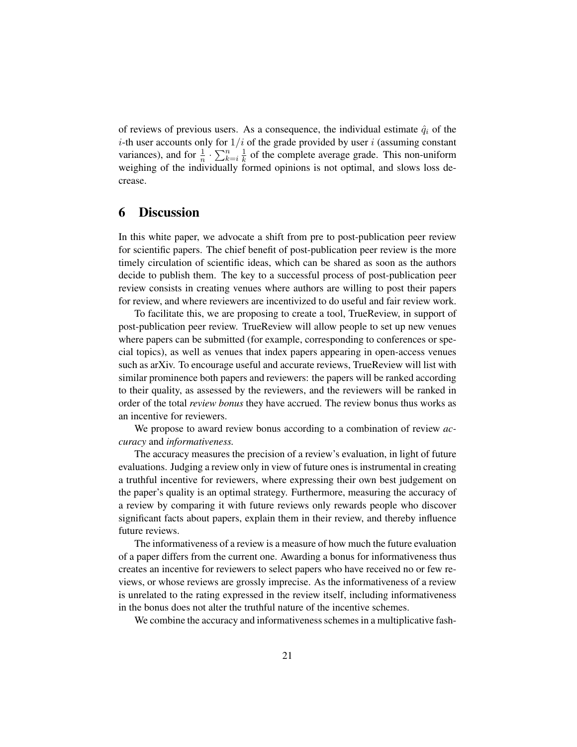of reviews of previous users. As a consequence, the individual estimate $\hat{q}_i$ of the $i$-th user accounts only for $1/i$ of the grade provided by user $i$ (assuming constant variances), and for $\frac{1}{n} \cdot \sum_{k=i}^{n} \frac{1}{k}$ of the complete average grade. This non-uniform weighing of the individually formed opinions is not optimal, and slows loss decrease.

## 6 Discussion

In this white paper, we advocate a shift from pre to post-publication peer review for scientific papers. The chief benefit of post-publication peer review is the more timely circulation of scientific ideas, which can be shared as soon as the authors decide to publish them. The key to a successful process of post-publication peer review consists in creating venues where authors are willing to post their papers for review, and where reviewers are incentivized to do useful and fair review work.

To facilitate this, we are proposing to create a tool, TrueReview, in support of post-publication peer review. TrueReview will allow people to set up new venues where papers can be submitted (for example, corresponding to conferences or special topics), as well as venues that index papers appearing in open-access venues such as arXiv. To encourage useful and accurate reviews, TrueReview will list with similar prominence both papers and reviewers: the papers will be ranked according to their quality, as assessed by the reviewers, and the reviewers will be ranked in order of the total *review bonus* they have accrued. The review bonus thus works as an incentive for reviewers.

We propose to award review bonus according to a combination of review *accuracy* and *informativeness.*

The accuracy measures the precision of a review's evaluation, in light of future evaluations. Judging a review only in view of future ones is instrumental in creating a truthful incentive for reviewers, where expressing their own best judgement on the paper's quality is an optimal strategy. Furthermore, measuring the accuracy of a review by comparing it with future reviews only rewards people who discover significant facts about papers, explain them in their review, and thereby influence future reviews.

The informativeness of a review is a measure of how much the future evaluation of a paper differs from the current one. Awarding a bonus for informativeness thus creates an incentive for reviewers to select papers who have received no or few reviews, or whose reviews are grossly imprecise. As the informativeness of a review is unrelated to the rating expressed in the review itself, including informativeness in the bonus does not alter the truthful nature of the incentive schemes.

We combine the accuracy and informativeness schemes in a multiplicative fash-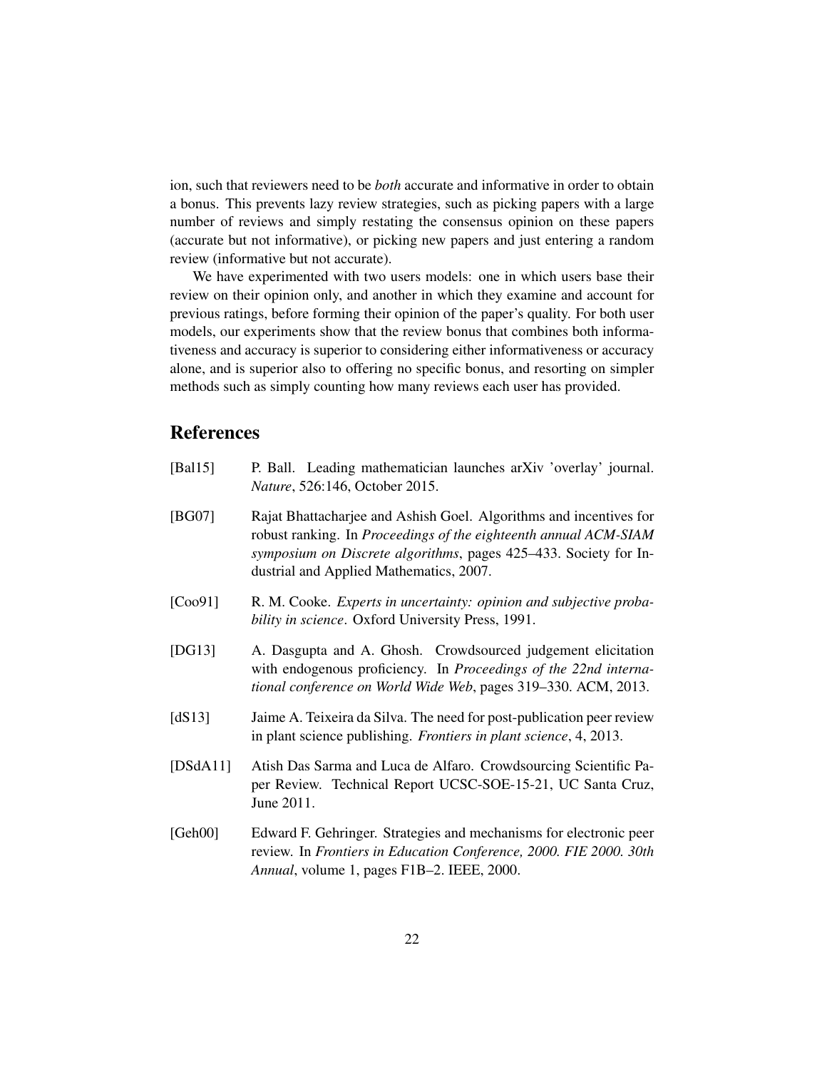ion, such that reviewers need to be *both* accurate and informative in order to obtain a bonus. This prevents lazy review strategies, such as picking papers with a large number of reviews and simply restating the consensus opinion on these papers (accurate but not informative), or picking new papers and just entering a random review (informative but not accurate).

We have experimented with two users models: one in which users base their review on their opinion only, and another in which they examine and account for previous ratings, before forming their opinion of the paper's quality. For both user models, our experiments show that the review bonus that combines both informativeness and accuracy is superior to considering either informativeness or accuracy alone, and is superior also to offering no specific bonus, and resorting on simpler methods such as simply counting how many reviews each user has provided.

## References

[Bal15] P. Ball. Leading mathematician launches arXiv 'overlay' journal. *Nature*, 526:146, October 2015.

[BG07] Rajat Bhattacharjee and Ashish Goel. Algorithms and incentives for robust ranking. In *Proceedings of the eighteenth annual ACM-SIAM symposium on Discrete algorithms*, pages 425–433. Society for Industrial and Applied Mathematics, 2007.

[Coo91] R. M. Cooke. *Experts in uncertainty: opinion and subjective probability in science*. Oxford University Press, 1991.

[DG13] A. Dasgupta and A. Ghosh. Crowdsourced judgement elicitation with endogenous proficiency. In *Proceedings of the 22nd international conference on World Wide Web*, pages 319–330. ACM, 2013.

[dS13] Jaime A. Teixeira da Silva. The need for post-publication peer review in plant science publishing. *Frontiers in plant science*, 4, 2013.

[DSdA11] Atish Das Sarma and Luca de Alfaro. Crowdsourcing Scientific Paper Review. Technical Report UCSC-SOE-15-21, UC Santa Cruz, June 2011.

[Geh00] Edward F. Gehringer. Strategies and mechanisms for electronic peer review. In *Frontiers in Education Conference, 2000. FIE 2000. 30th Annual*, volume 1, pages F1B–2. IEEE, 2000.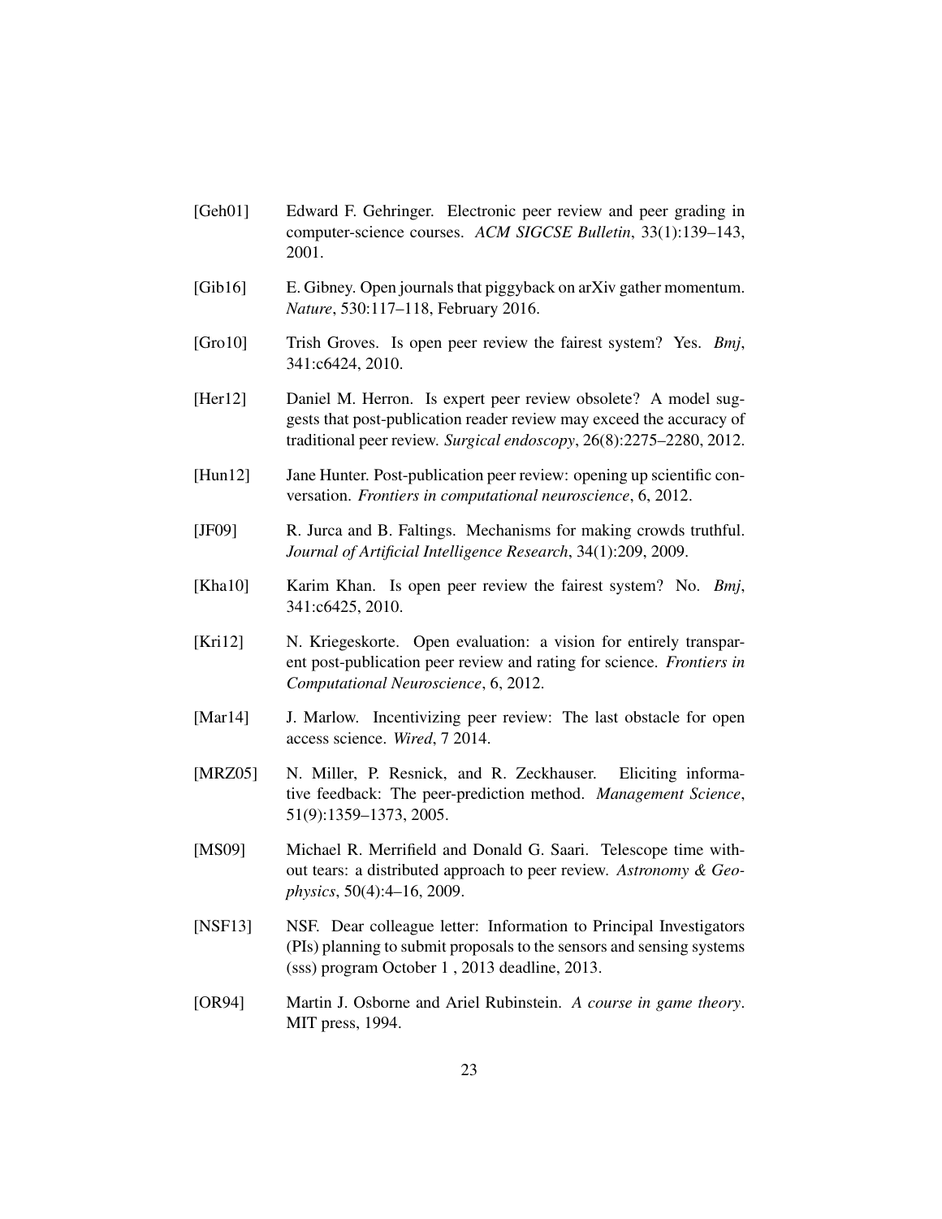[Geh01] Edward F. Gehringer. Electronic peer review and peer grading in computer-science courses. *ACM SIGCSE Bulletin*, 33(1):139–143, 2001.

[Gib16] E. Gibney. Open journals that piggyback on arXiv gather momentum. *Nature*, 530:117–118, February 2016.

[Gro10] Trish Groves. Is open peer review the fairest system? Yes. *Bmj*, 341:c6424, 2010.

[Her12] Daniel M. Herron. Is expert peer review obsolete? A model suggests that post-publication reader review may exceed the accuracy of traditional peer review. *Surgical endoscopy*, 26(8):2275–2280, 2012.

[Hun12] Jane Hunter. Post-publication peer review: opening up scientific conversation. *Frontiers in computational neuroscience*, 6, 2012.

[JF09] R. Jurca and B. Faltings. Mechanisms for making crowds truthful. *Journal of Artificial Intelligence Research*, 34(1):209, 2009.

[Kha10] Karim Khan. Is open peer review the fairest system? No. *Bmj*, 341:c6425, 2010.

[Kri12] N. Kriegeskorte. Open evaluation: a vision for entirely transparent post-publication peer review and rating for science. *Frontiers in Computational Neuroscience*, 6, 2012.

[Mar14] J. Marlow. Incentivizing peer review: The last obstacle for open access science. *Wired*, 7 2014.

[MRZ05] N. Miller, P. Resnick, and R. Zeckhauser. Eliciting informative feedback: The peer-prediction method. *Management Science*, 51(9):1359–1373, 2005.

[MS09] Michael R. Merrifield and Donald G. Saari. Telescope time without tears: a distributed approach to peer review. *Astronomy & Geophysics*, 50(4):4–16, 2009.

[NSF13] NSF. Dear colleague letter: Information to Principal Investigators (PIs) planning to submit proposals to the sensors and sensing systems (sss) program October 1 , 2013 deadline, 2013.

[OR94] Martin J. Osborne and Ariel Rubinstein. *A course in game theory*. MIT press, 1994.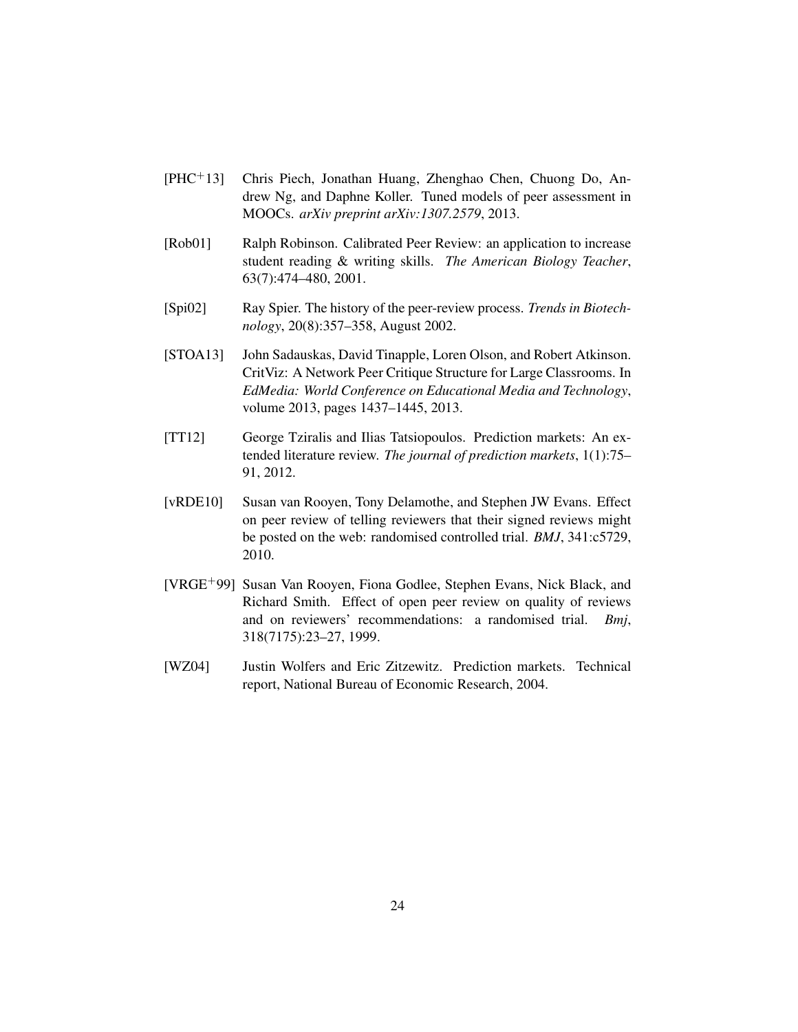[PHC+13] Chris Piech, Jonathan Huang, Zhenghao Chen, Chuong Do, Andrew Ng, and Daphne Koller. Tuned models of peer assessment in MOOCs. *arXiv preprint arXiv:1307.2579*, 2013.

[Rob01] Ralph Robinson. Calibrated Peer Review: an application to increase student reading & writing skills. *The American Biology Teacher*, 63(7):474–480, 2001.

[Spi02] Ray Spier. The history of the peer-review process. *Trends in Biotechnology*, 20(8):357–358, August 2002.

[STOA13] John Sadauskas, David Tinapple, Loren Olson, and Robert Atkinson. CritViz: A Network Peer Critique Structure for Large Classrooms. In *EdMedia: World Conference on Educational Media and Technology*, volume 2013, pages 1437–1445, 2013.

[TT12] George Tziralis and Ilias Tatsiopoulos. Prediction markets: An extended literature review. *The journal of prediction markets*, 1(1):75–91, 2012.

[vRDE10] Susan van Rooyen, Tony Delamothe, and Stephen JW Evans. Effect on peer review of telling reviewers that their signed reviews might be posted on the web: randomised controlled trial. *BMJ*, 341:c5729, 2010.

[VRGE+99] Susan Van Rooyen, Fiona Godlee, Stephen Evans, Nick Black, and Richard Smith. Effect of open peer review on quality of reviews and on reviewers' recommendations: a randomised trial. *Bmj*, 318(7175):23–27, 1999.

[WZ04] Justin Wolfers and Eric Zitzewitz. Prediction markets. Technical report, National Bureau of Economic Research, 2004.